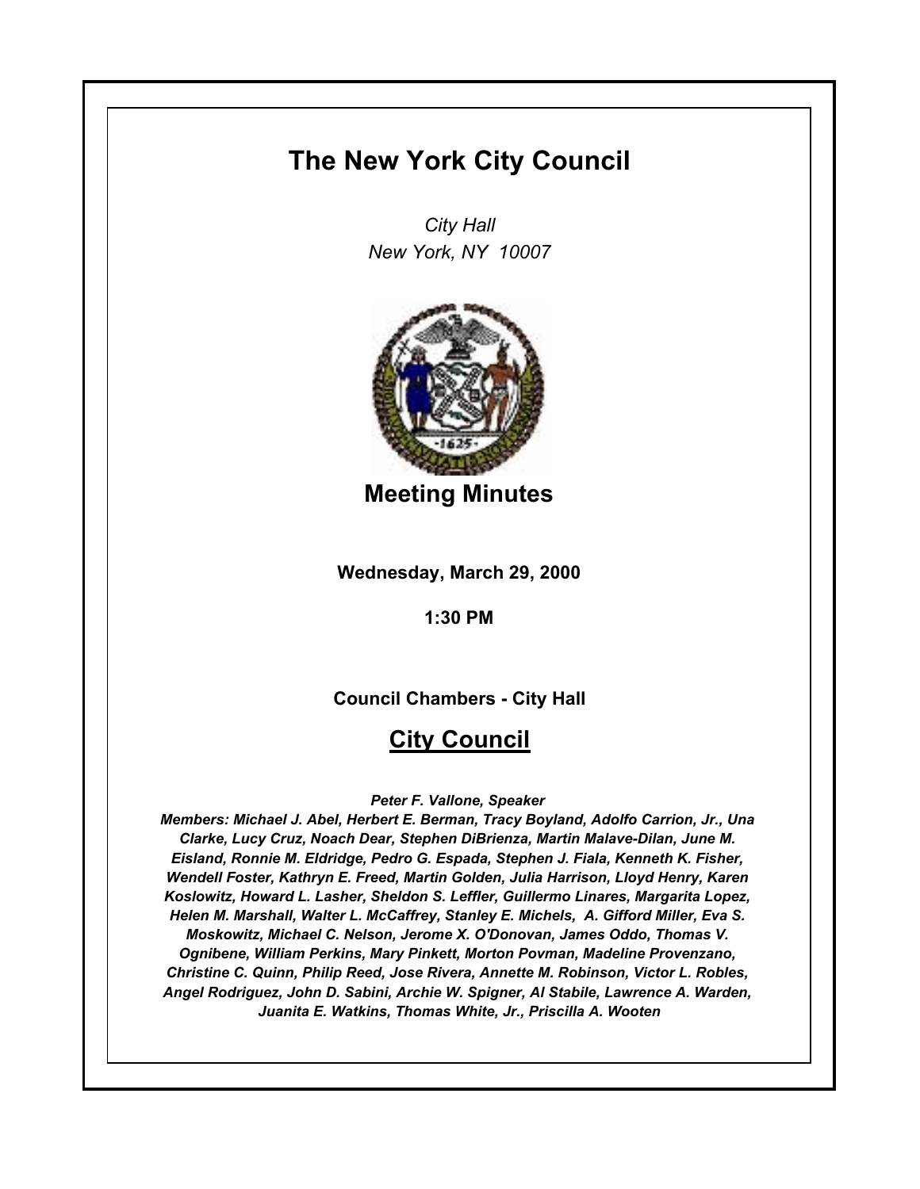# The New York City Council

*City Hall*
*New York, NY 10007*

## Meeting Minutes

**Wednesday, March 29, 2000**

**1:30 PM**

**Council Chambers - City Hall**

## City Council

***Peter F. Vallone, Speaker***

***Members: Michael J. Abel, Herbert E. Berman, Tracy Boyland, Adolfo Carrion, Jr., Una Clarke, Lucy Cruz, Noach Dear, Stephen DiBrienza, Martin Malave-Dilan, June M. Eisland, Ronnie M. Eldridge, Pedro G. Espada, Stephen J. Fiala, Kenneth K. Fisher, Wendell Foster, Kathryn E. Freed, Martin Golden, Julia Harrison, Lloyd Henry, Karen Koslowitz, Howard L. Lasher, Sheldon S. Leffler, Guillermo Linares, Margarita Lopez, Helen M. Marshall, Walter L. McCaffrey, Stanley E. Michels, A. Gifford Miller, Eva S. Moskowitz, Michael C. Nelson, Jerome X. O'Donovan, James Oddo, Thomas V. Ognibene, William Perkins, Mary Pinkett, Morton Povman, Madeline Provenzano, Christine C. Quinn, Philip Reed, Jose Rivera, Annette M. Robinson, Victor L. Robles, Angel Rodriguez, John D. Sabini, Archie W. Spigner, Al Stabile, Lawrence A. Warden, Juanita E. Watkins, Thomas White, Jr., Priscilla A. Wooten***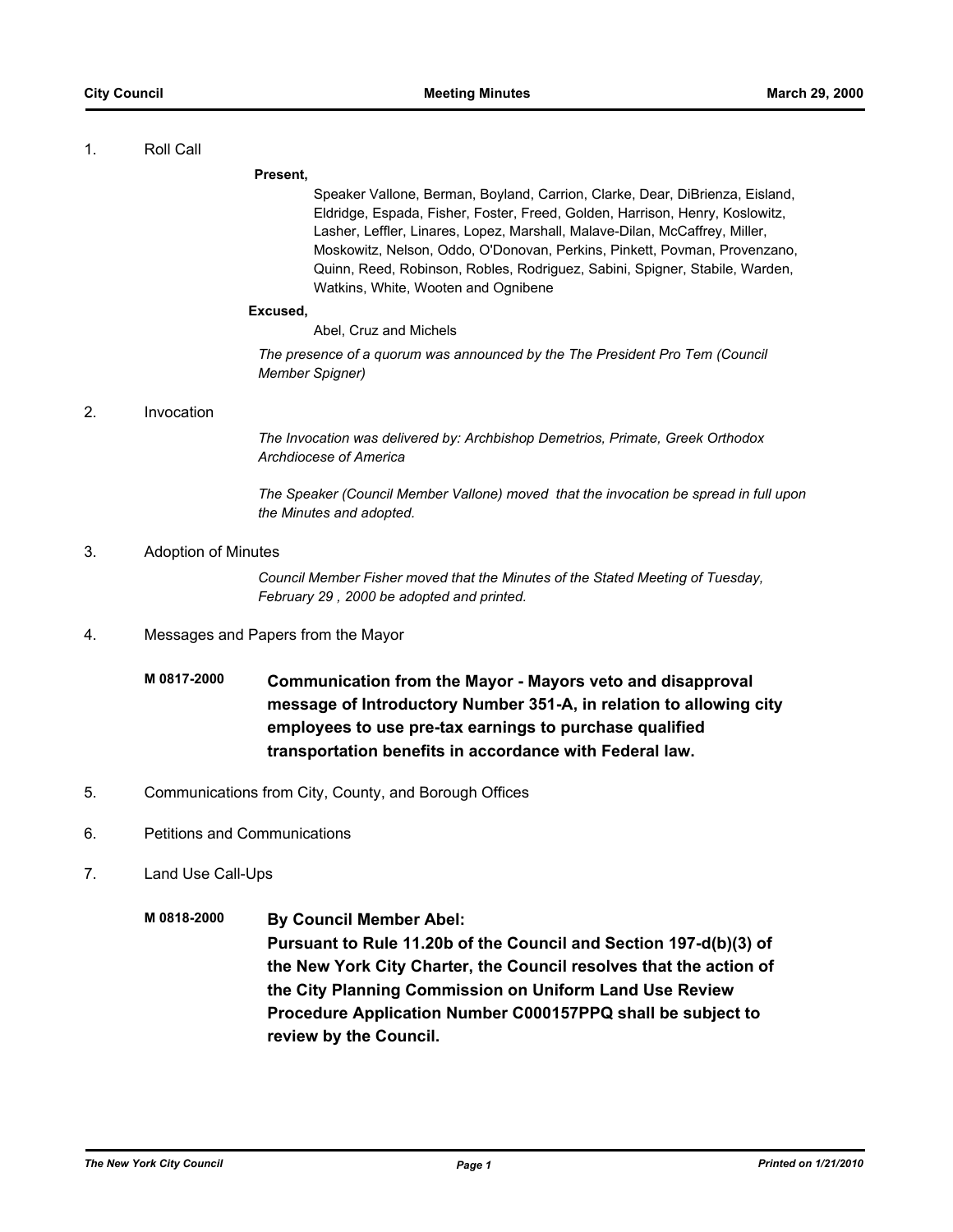1. Roll Call

**Present,**

Speaker Vallone, Berman, Boyland, Carrion, Clarke, Dear, DiBrienza, Eisland, Eldridge, Espada, Fisher, Foster, Freed, Golden, Harrison, Henry, Koslowitz, Lasher, Leffler, Linares, Lopez, Marshall, Malave-Dilan, McCaffrey, Miller, Moskowitz, Nelson, Oddo, O'Donovan, Perkins, Pinkett, Povman, Provenzano, Quinn, Reed, Robinson, Robles, Rodriguez, Sabini, Spigner, Stabile, Warden, Watkins, White, Wooten and Ognibene

**Excused,**

Abel, Cruz and Michels

*The presence of a quorum was announced by the The President Pro Tem (Council Member Spigner)*

2. Invocation

*The Invocation was delivered by: Archbishop Demetrios, Primate, Greek Orthodox Archdiocese of America*

*The Speaker (Council Member Vallone) moved that the invocation be spread in full upon the Minutes and adopted.*

3. Adoption of Minutes

*Council Member Fisher moved that the Minutes of the Stated Meeting of Tuesday, February 29 , 2000 be adopted and printed.*

4. Messages and Papers from the Mayor

**M 0817-2000** **Communication from the Mayor - Mayors veto and disapproval message of Introductory Number 351-A, in relation to allowing city employees to use pre-tax earnings to purchase qualified transportation benefits in accordance with Federal law.**

5. Communications from City, County, and Borough Offices

6. Petitions and Communications

7. Land Use Call-Ups

**M 0818-2000** **By Council Member Abel:**
**Pursuant to Rule 11.20b of the Council and Section 197-d(b)(3) of the New York City Charter, the Council resolves that the action of the City Planning Commission on Uniform Land Use Review Procedure Application Number C000157PPQ shall be subject to review by the Council.**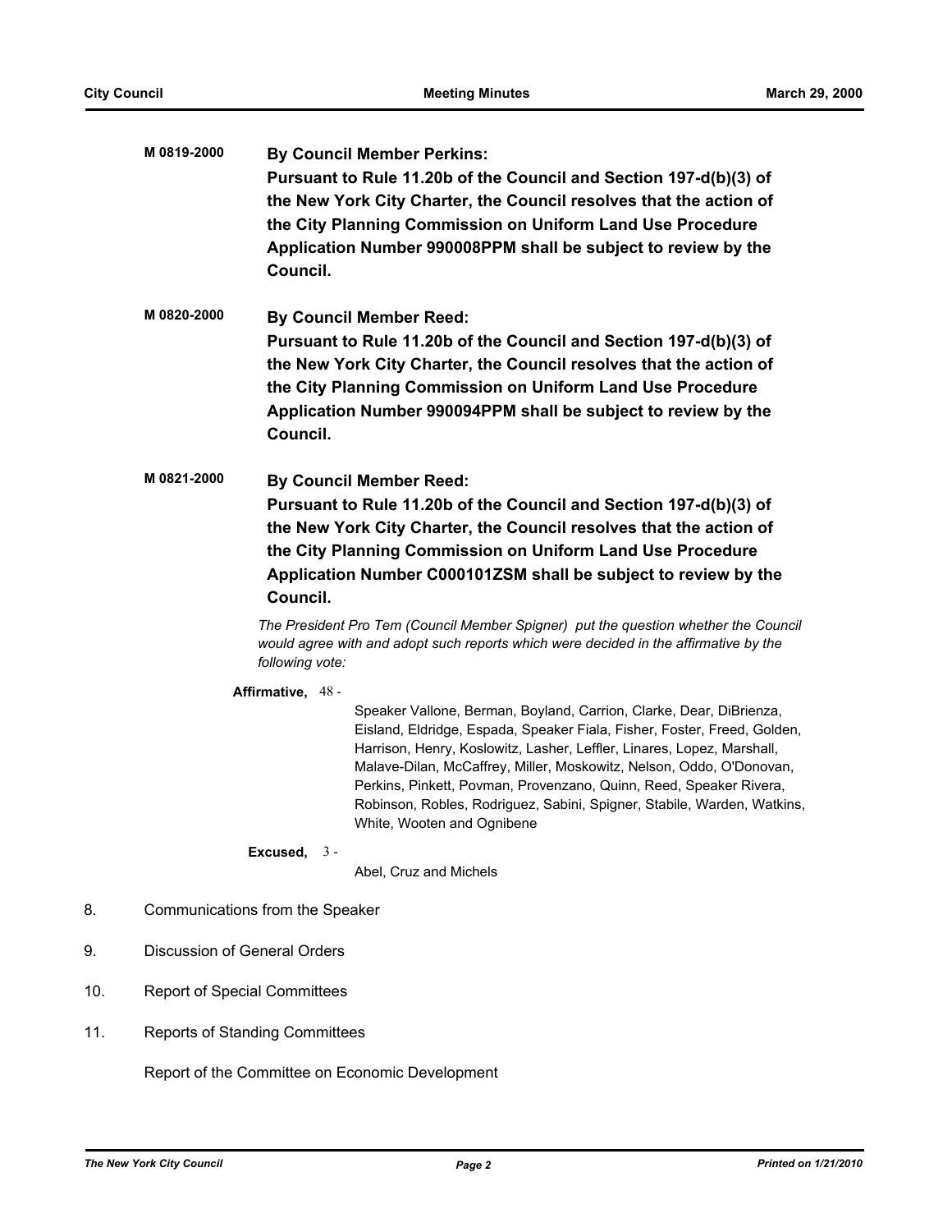**M 0819-2000** **By Council Member Perkins:**
**Pursuant to Rule 11.20b of the Council and Section 197-d(b)(3) of the New York City Charter, the Council resolves that the action of the City Planning Commission on Uniform Land Use Procedure Application Number 990008PPM shall be subject to review by the Council.**

**M 0820-2000** **By Council Member Reed:**
**Pursuant to Rule 11.20b of the Council and Section 197-d(b)(3) of the New York City Charter, the Council resolves that the action of the City Planning Commission on Uniform Land Use Procedure Application Number 990094PPM shall be subject to review by the Council.**

**M 0821-2000** **By Council Member Reed:**
**Pursuant to Rule 11.20b of the Council and Section 197-d(b)(3) of the New York City Charter, the Council resolves that the action of the City Planning Commission on Uniform Land Use Procedure Application Number C000101ZSM shall be subject to review by the Council.**

*The President Pro Tem (Council Member Spigner) put the question whether the Council would agree with and adopt such reports which were decided in the affirmative by the following vote:*

**Affirmative,** 48 -
Speaker Vallone, Berman, Boyland, Carrion, Clarke, Dear, DiBrienza, Eisland, Eldridge, Espada, Speaker Fiala, Fisher, Foster, Freed, Golden, Harrison, Henry, Koslowitz, Lasher, Leffler, Linares, Lopez, Marshall, Malave-Dilan, McCaffrey, Miller, Moskowitz, Nelson, Oddo, O'Donovan, Perkins, Pinkett, Povman, Provenzano, Quinn, Reed, Speaker Rivera, Robinson, Robles, Rodriguez, Sabini, Spigner, Stabile, Warden, Watkins, White, Wooten and Ognibene

**Excused,** 3 -
Abel, Cruz and Michels

8. Communications from the Speaker

9. Discussion of General Orders

10. Report of Special Committees

11. Reports of Standing Committees

Report of the Committee on Economic Development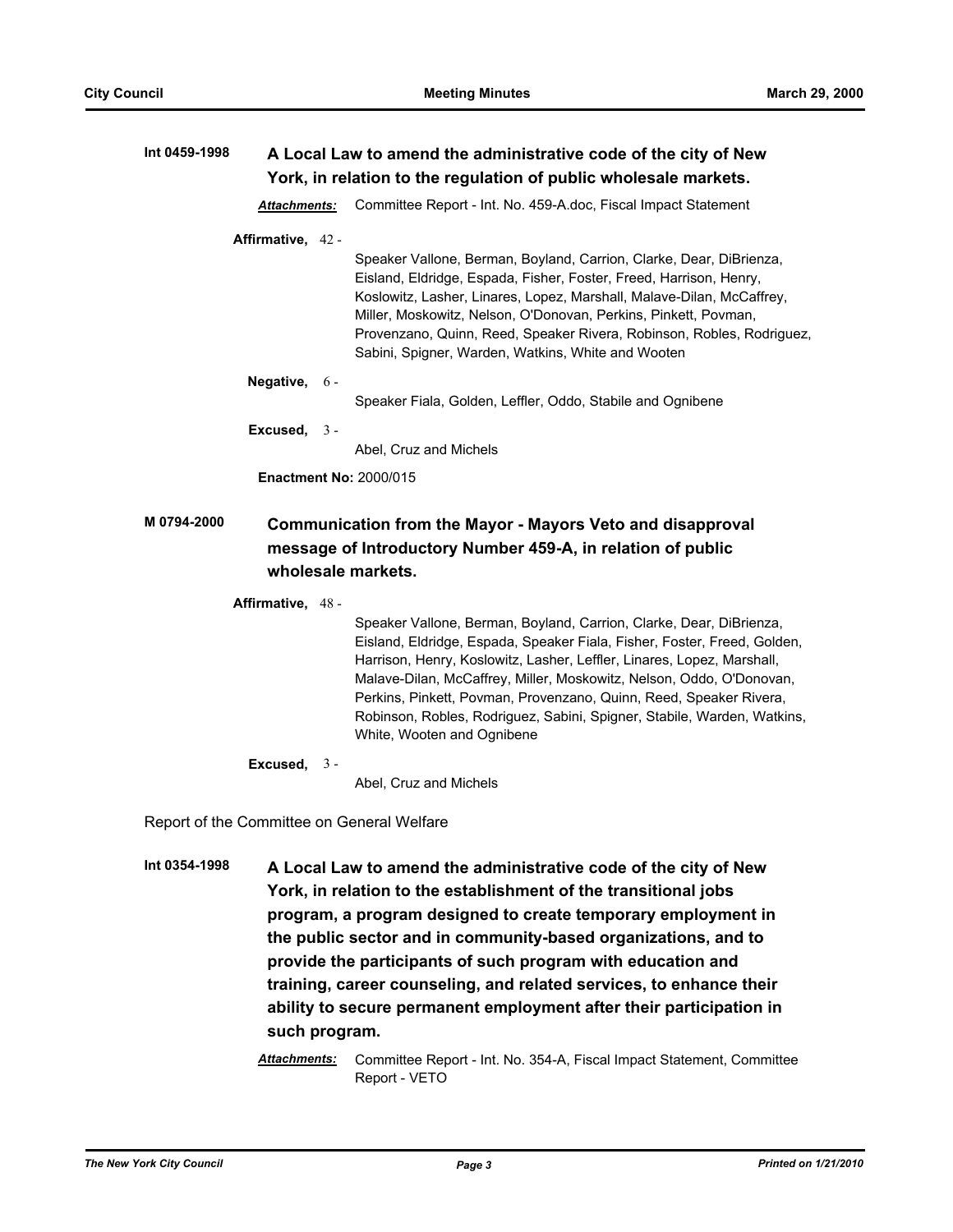**Int 0459-1998** **A Local Law to amend the administrative code of the city of New York, in relation to the regulation of public wholesale markets.**

*Attachments:* Committee Report - Int. No. 459-A.doc, Fiscal Impact Statement

**Affirmative,** 42 - Speaker Vallone, Berman, Boyland, Carrion, Clarke, Dear, DiBrienza, Eisland, Eldridge, Espada, Fisher, Foster, Freed, Harrison, Henry, Koslowitz, Lasher, Linares, Lopez, Marshall, Malave-Dilan, McCaffrey, Miller, Moskowitz, Nelson, O'Donovan, Perkins, Pinkett, Povman, Provenzano, Quinn, Reed, Speaker Rivera, Robinson, Robles, Rodriguez, Sabini, Spigner, Warden, Watkins, White and Wooten

**Negative,** 6 - Speaker Fiala, Golden, Leffler, Oddo, Stabile and Ognibene

**Excused,** 3 - Abel, Cruz and Michels

**Enactment No:** 2000/015

**M 0794-2000** **Communication from the Mayor - Mayors Veto and disapproval message of Introductory Number 459-A, in relation of public wholesale markets.**

**Affirmative,** 48 - Speaker Vallone, Berman, Boyland, Carrion, Clarke, Dear, DiBrienza, Eisland, Eldridge, Espada, Speaker Fiala, Fisher, Foster, Freed, Golden, Harrison, Henry, Koslowitz, Lasher, Leffler, Linares, Lopez, Marshall, Malave-Dilan, McCaffrey, Miller, Moskowitz, Nelson, Oddo, O'Donovan, Perkins, Pinkett, Povman, Provenzano, Quinn, Reed, Speaker Rivera, Robinson, Robles, Rodriguez, Sabini, Spigner, Stabile, Warden, Watkins, White, Wooten and Ognibene

**Excused,** 3 - Abel, Cruz and Michels

Report of the Committee on General Welfare

**Int 0354-1998** **A Local Law to amend the administrative code of the city of New York, in relation to the establishment of the transitional jobs program, a program designed to create temporary employment in the public sector and in community-based organizations, and to provide the participants of such program with education and training, career counseling, and related services, to enhance their ability to secure permanent employment after their participation in such program.**

*Attachments:* Committee Report - Int. No. 354-A, Fiscal Impact Statement, Committee Report - VETO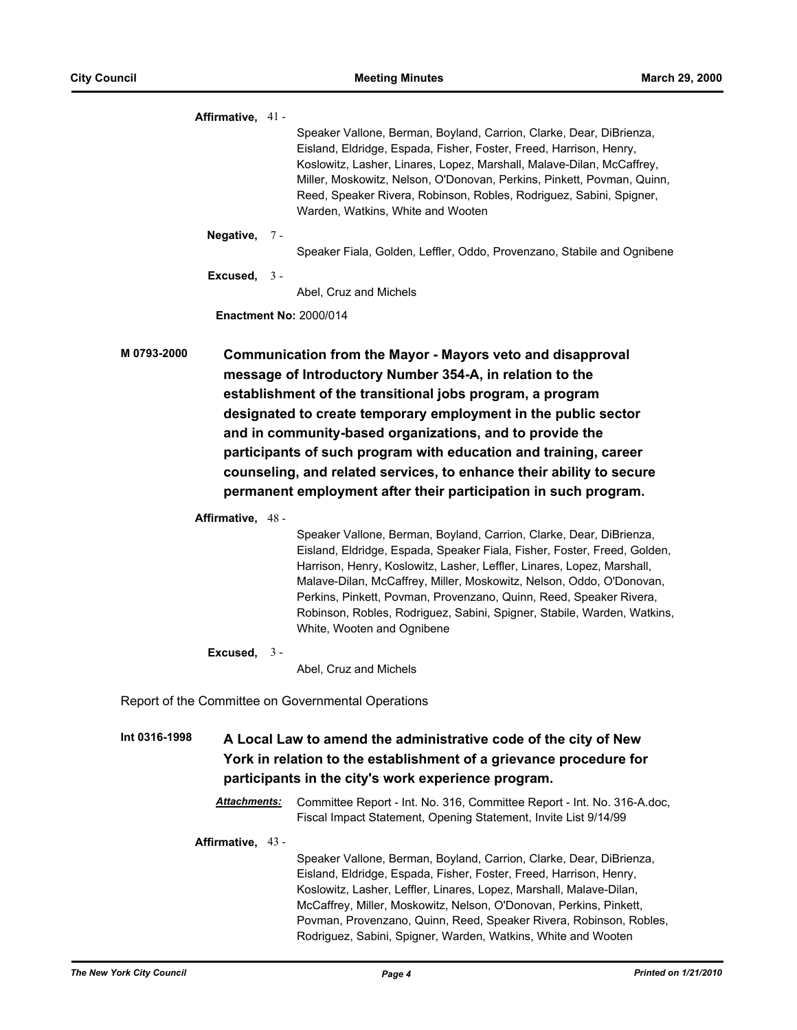**Affirmative,** 41 -

Speaker Vallone, Berman, Boyland, Carrion, Clarke, Dear, DiBrienza, Eisland, Eldridge, Espada, Fisher, Foster, Freed, Harrison, Henry, Koslowitz, Lasher, Linares, Lopez, Marshall, Malave-Dilan, McCaffrey, Miller, Moskowitz, Nelson, O'Donovan, Perkins, Pinkett, Povman, Quinn, Reed, Speaker Rivera, Robinson, Robles, Rodriguez, Sabini, Spigner, Warden, Watkins, White and Wooten

**Negative,** 7 -

Speaker Fiala, Golden, Leffler, Oddo, Provenzano, Stabile and Ognibene

**Excused,** 3 -

Abel, Cruz and Michels

**Enactment No:** 2000/014

**M 0793-2000** **Communication from the Mayor - Mayors veto and disapproval message of Introductory Number 354-A, in relation to the establishment of the transitional jobs program, a program designated to create temporary employment in the public sector and in community-based organizations, and to provide the participants of such program with education and training, career counseling, and related services, to enhance their ability to secure permanent employment after their participation in such program.**

**Affirmative,** 48 -

Speaker Vallone, Berman, Boyland, Carrion, Clarke, Dear, DiBrienza, Eisland, Eldridge, Espada, Speaker Fiala, Fisher, Foster, Freed, Golden, Harrison, Henry, Koslowitz, Lasher, Leffler, Linares, Lopez, Marshall, Malave-Dilan, McCaffrey, Miller, Moskowitz, Nelson, Oddo, O'Donovan, Perkins, Pinkett, Povman, Provenzano, Quinn, Reed, Speaker Rivera, Robinson, Robles, Rodriguez, Sabini, Spigner, Stabile, Warden, Watkins, White, Wooten and Ognibene

**Excused,** 3 -

Abel, Cruz and Michels

Report of the Committee on Governmental Operations

**Int 0316-1998** **A Local Law to amend the administrative code of the city of New York in relation to the establishment of a grievance procedure for participants in the city's work experience program.**

***Attachments:*** Committee Report - Int. No. 316, Committee Report - Int. No. 316-A.doc, Fiscal Impact Statement, Opening Statement, Invite List 9/14/99

**Affirmative,** 43 -

Speaker Vallone, Berman, Boyland, Carrion, Clarke, Dear, DiBrienza, Eisland, Eldridge, Espada, Fisher, Foster, Freed, Harrison, Henry, Koslowitz, Lasher, Leffler, Linares, Lopez, Marshall, Malave-Dilan, McCaffrey, Miller, Moskowitz, Nelson, O'Donovan, Perkins, Pinkett, Povman, Provenzano, Quinn, Reed, Speaker Rivera, Robinson, Robles, Rodriguez, Sabini, Spigner, Warden, Watkins, White and Wooten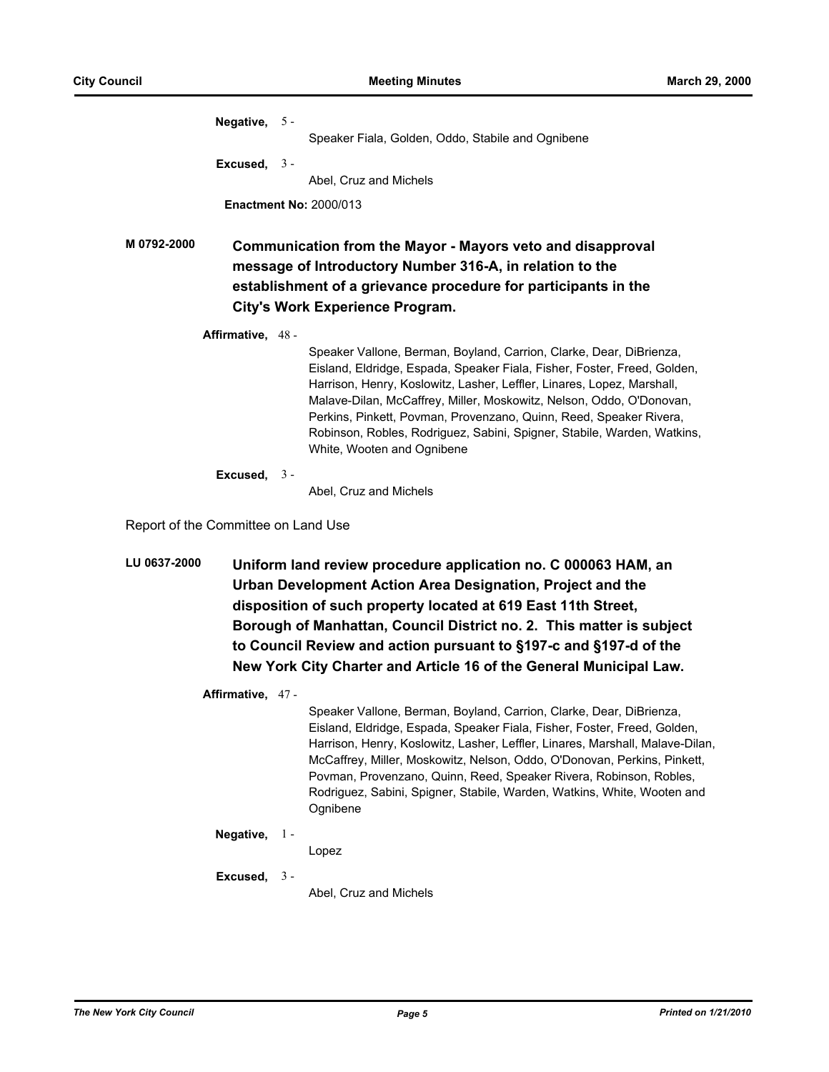**Negative,** 5 -

Speaker Fiala, Golden, Oddo, Stabile and Ognibene

**Excused,** 3 -

Abel, Cruz and Michels

**Enactment No:** 2000/013

**M 0792-2000** **Communication from the Mayor - Mayors veto and disapproval message of Introductory Number 316-A, in relation to the establishment of a grievance procedure for participants in the City's Work Experience Program.**

**Affirmative,** 48 -

Speaker Vallone, Berman, Boyland, Carrion, Clarke, Dear, DiBrienza, Eisland, Eldridge, Espada, Speaker Fiala, Fisher, Foster, Freed, Golden, Harrison, Henry, Koslowitz, Lasher, Leffler, Linares, Lopez, Marshall, Malave-Dilan, McCaffrey, Miller, Moskowitz, Nelson, Oddo, O'Donovan, Perkins, Pinkett, Povman, Provenzano, Quinn, Reed, Speaker Rivera, Robinson, Robles, Rodriguez, Sabini, Spigner, Stabile, Warden, Watkins, White, Wooten and Ognibene

**Excused,** 3 -

Abel, Cruz and Michels

Report of the Committee on Land Use

**LU 0637-2000** **Uniform land review procedure application no. C 000063 HAM, an Urban Development Action Area Designation, Project and the disposition of such property located at 619 East 11th Street, Borough of Manhattan, Council District no. 2. This matter is subject to Council Review and action pursuant to §197-c and §197-d of the New York City Charter and Article 16 of the General Municipal Law.**

**Affirmative,** 47 -

Speaker Vallone, Berman, Boyland, Carrion, Clarke, Dear, DiBrienza, Eisland, Eldridge, Espada, Speaker Fiala, Fisher, Foster, Freed, Golden, Harrison, Henry, Koslowitz, Lasher, Leffler, Linares, Marshall, Malave-Dilan, McCaffrey, Miller, Moskowitz, Nelson, Oddo, O'Donovan, Perkins, Pinkett, Povman, Provenzano, Quinn, Reed, Speaker Rivera, Robinson, Robles, Rodriguez, Sabini, Spigner, Stabile, Warden, Watkins, White, Wooten and Ognibene

**Negative,** 1 -

Lopez

**Excused,** 3 -

Abel, Cruz and Michels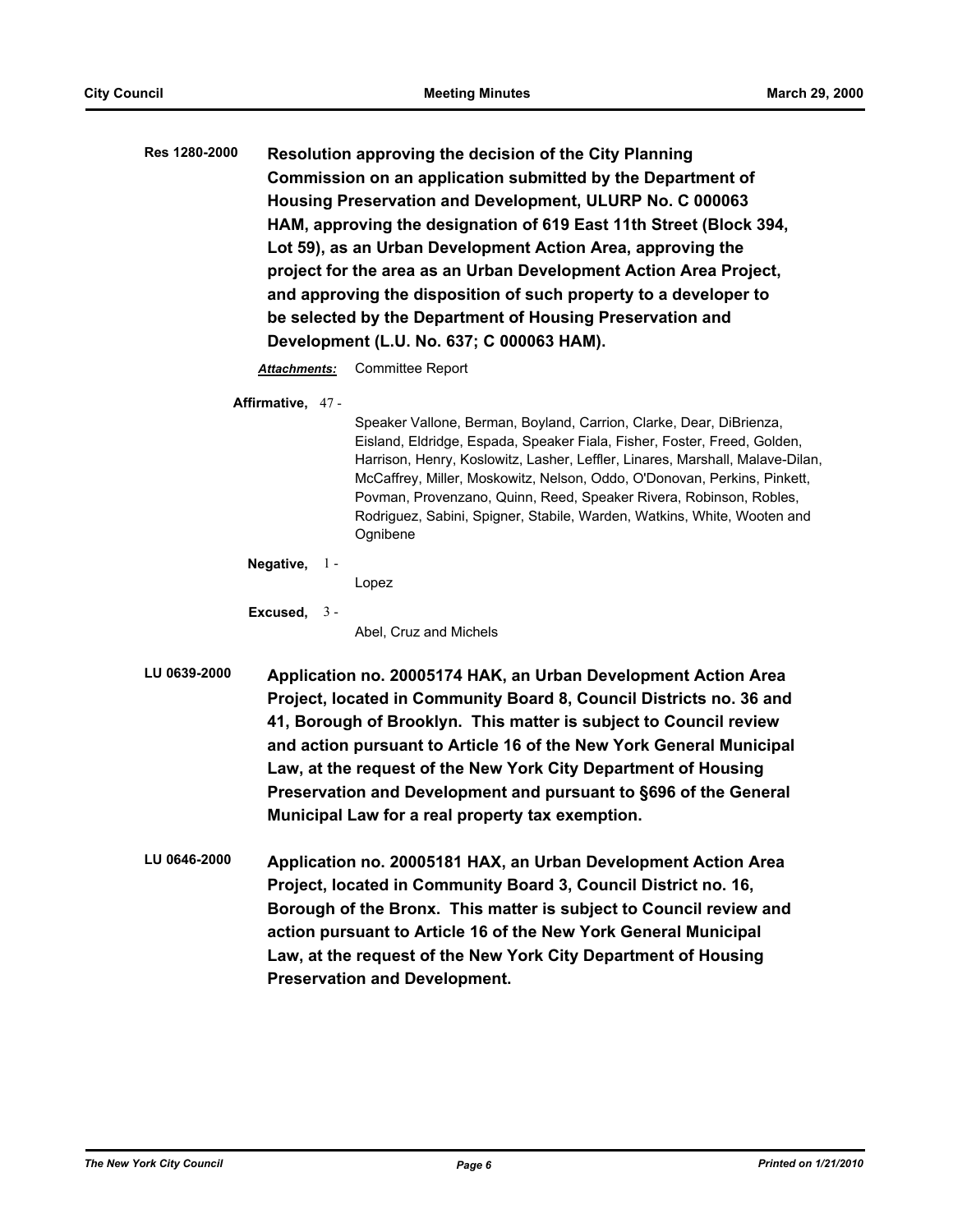**Res 1280-2000** **Resolution approving the decision of the City Planning Commission on an application submitted by the Department of Housing Preservation and Development, ULURP No. C 000063 HAM, approving the designation of 619 East 11th Street (Block 394, Lot 59), as an Urban Development Action Area, approving the project for the area as an Urban Development Action Area Project, and approving the disposition of such property to a developer to be selected by the Department of Housing Preservation and Development (L.U. No. 637; C 000063 HAM).**

***Attachments:*** Committee Report

**Affirmative,** 47 - Speaker Vallone, Berman, Boyland, Carrion, Clarke, Dear, DiBrienza, Eisland, Eldridge, Espada, Speaker Fiala, Fisher, Foster, Freed, Golden, Harrison, Henry, Koslowitz, Lasher, Leffler, Linares, Marshall, Malave-Dilan, McCaffrey, Miller, Moskowitz, Nelson, Oddo, O'Donovan, Perkins, Pinkett, Povman, Provenzano, Quinn, Reed, Speaker Rivera, Robinson, Robles, Rodriguez, Sabini, Spigner, Stabile, Warden, Watkins, White, Wooten and Ognibene

**Negative,** 1 - Lopez

**Excused,** 3 - Abel, Cruz and Michels

**LU 0639-2000** **Application no. 20005174 HAK, an Urban Development Action Area Project, located in Community Board 8, Council Districts no. 36 and 41, Borough of Brooklyn. This matter is subject to Council review and action pursuant to Article 16 of the New York General Municipal Law, at the request of the New York City Department of Housing Preservation and Development and pursuant to §696 of the General Municipal Law for a real property tax exemption.**

**LU 0646-2000** **Application no. 20005181 HAX, an Urban Development Action Area Project, located in Community Board 3, Council District no. 16, Borough of the Bronx. This matter is subject to Council review and action pursuant to Article 16 of the New York General Municipal Law, at the request of the New York City Department of Housing Preservation and Development.**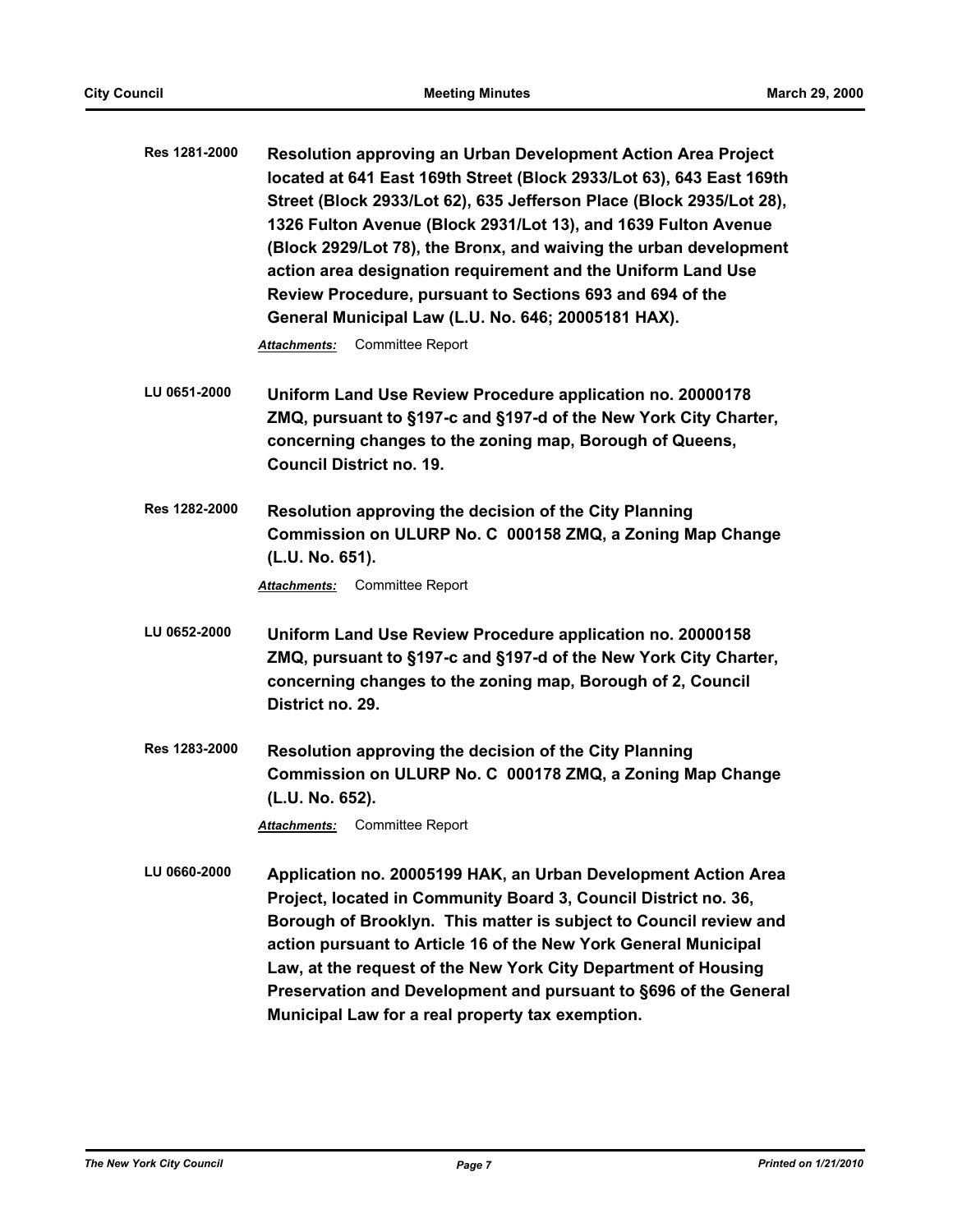**Res 1281-2000** **Resolution approving an Urban Development Action Area Project located at 641 East 169th Street (Block 2933/Lot 63), 643 East 169th Street (Block 2933/Lot 62), 635 Jefferson Place (Block 2935/Lot 28), 1326 Fulton Avenue (Block 2931/Lot 13), and 1639 Fulton Avenue (Block 2929/Lot 78), the Bronx, and waiving the urban development action area designation requirement and the Uniform Land Use Review Procedure, pursuant to Sections 693 and 694 of the General Municipal Law (L.U. No. 646; 20005181 HAX).**

***Attachments:*** Committee Report

**LU 0651-2000** **Uniform Land Use Review Procedure application no. 20000178 ZMQ, pursuant to §197-c and §197-d of the New York City Charter, concerning changes to the zoning map, Borough of Queens, Council District no. 19.**

**Res 1282-2000** **Resolution approving the decision of the City Planning Commission on ULURP No. C 000158 ZMQ, a Zoning Map Change (L.U. No. 651).**

***Attachments:*** Committee Report

**LU 0652-2000** **Uniform Land Use Review Procedure application no. 20000158 ZMQ, pursuant to §197-c and §197-d of the New York City Charter, concerning changes to the zoning map, Borough of 2, Council District no. 29.**

**Res 1283-2000** **Resolution approving the decision of the City Planning Commission on ULURP No. C 000178 ZMQ, a Zoning Map Change (L.U. No. 652).**

***Attachments:*** Committee Report

**LU 0660-2000** **Application no. 20005199 HAK, an Urban Development Action Area Project, located in Community Board 3, Council District no. 36, Borough of Brooklyn. This matter is subject to Council review and action pursuant to Article 16 of the New York General Municipal Law, at the request of the New York City Department of Housing Preservation and Development and pursuant to §696 of the General Municipal Law for a real property tax exemption.**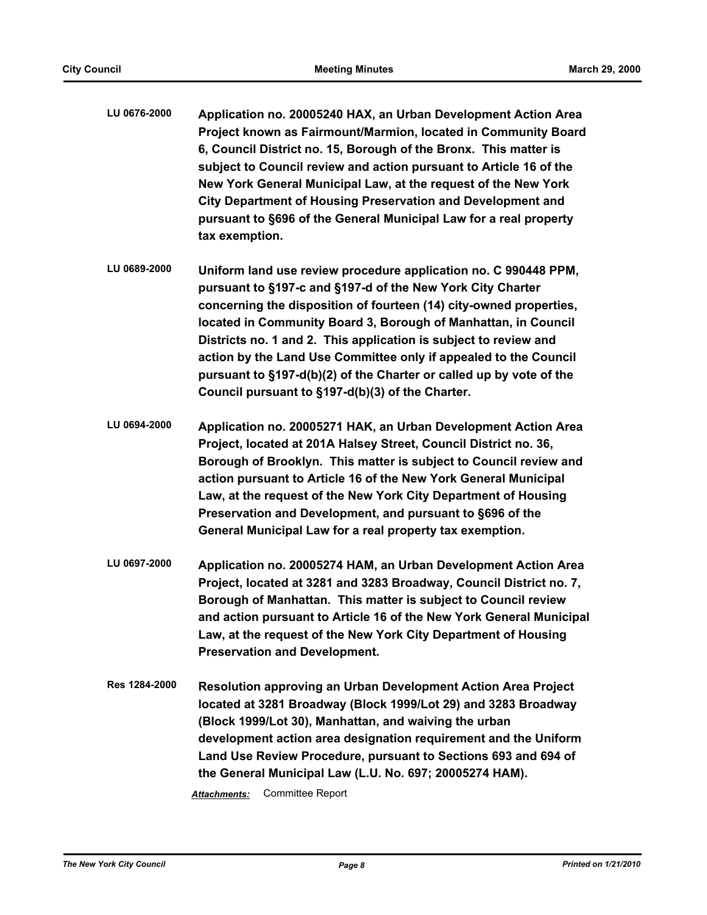**LU 0676-2000** **Application no. 20005240 HAX, an Urban Development Action Area Project known as Fairmount/Marmion, located in Community Board 6, Council District no. 15, Borough of the Bronx. This matter is subject to Council review and action pursuant to Article 16 of the New York General Municipal Law, at the request of the New York City Department of Housing Preservation and Development and pursuant to §696 of the General Municipal Law for a real property tax exemption.**

**LU 0689-2000** **Uniform land use review procedure application no. C 990448 PPM, pursuant to §197-c and §197-d of the New York City Charter concerning the disposition of fourteen (14) city-owned properties, located in Community Board 3, Borough of Manhattan, in Council Districts no. 1 and 2. This application is subject to review and action by the Land Use Committee only if appealed to the Council pursuant to §197-d(b)(2) of the Charter or called up by vote of the Council pursuant to §197-d(b)(3) of the Charter.**

**LU 0694-2000** **Application no. 20005271 HAK, an Urban Development Action Area Project, located at 201A Halsey Street, Council District no. 36, Borough of Brooklyn. This matter is subject to Council review and action pursuant to Article 16 of the New York General Municipal Law, at the request of the New York City Department of Housing Preservation and Development, and pursuant to §696 of the General Municipal Law for a real property tax exemption.**

**LU 0697-2000** **Application no. 20005274 HAM, an Urban Development Action Area Project, located at 3281 and 3283 Broadway, Council District no. 7, Borough of Manhattan. This matter is subject to Council review and action pursuant to Article 16 of the New York General Municipal Law, at the request of the New York City Department of Housing Preservation and Development.**

**Res 1284-2000** **Resolution approving an Urban Development Action Area Project located at 3281 Broadway (Block 1999/Lot 29) and 3283 Broadway (Block 1999/Lot 30), Manhattan, and waiving the urban development action area designation requirement and the Uniform Land Use Review Procedure, pursuant to Sections 693 and 694 of the General Municipal Law (L.U. No. 697; 20005274 HAM).**

***Attachments:*** Committee Report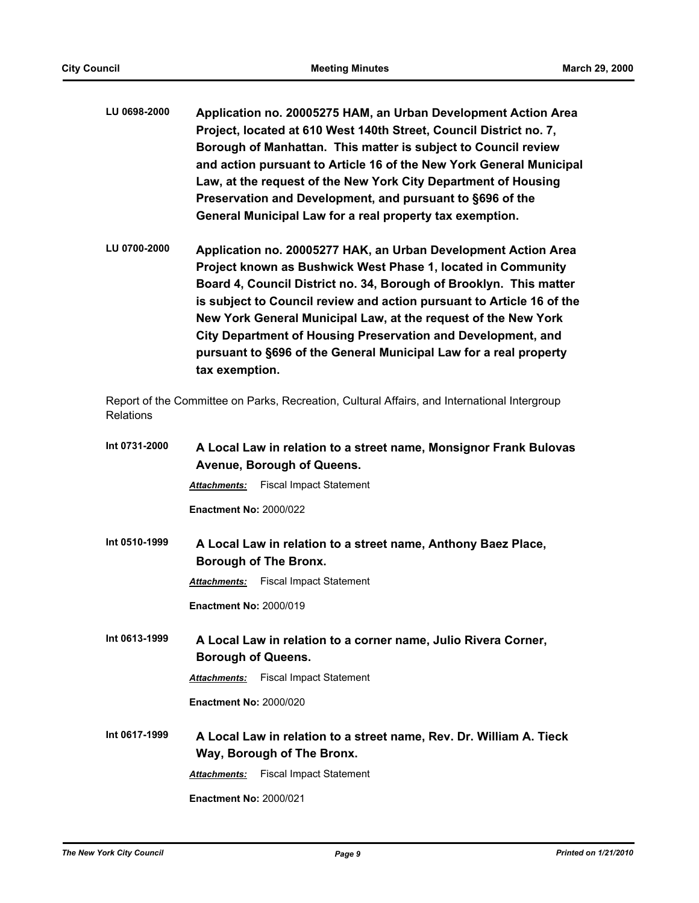**LU 0698-2000** **Application no. 20005275 HAM, an Urban Development Action Area Project, located at 610 West 140th Street, Council District no. 7, Borough of Manhattan. This matter is subject to Council review and action pursuant to Article 16 of the New York General Municipal Law, at the request of the New York City Department of Housing Preservation and Development, and pursuant to §696 of the General Municipal Law for a real property tax exemption.**

**LU 0700-2000** **Application no. 20005277 HAK, an Urban Development Action Area Project known as Bushwick West Phase 1, located in Community Board 4, Council District no. 34, Borough of Brooklyn. This matter is subject to Council review and action pursuant to Article 16 of the New York General Municipal Law, at the request of the New York City Department of Housing Preservation and Development, and pursuant to §696 of the General Municipal Law for a real property tax exemption.**

Report of the Committee on Parks, Recreation, Cultural Affairs, and International Intergroup Relations

**Int 0731-2000** **A Local Law in relation to a street name, Monsignor Frank Bulovas Avenue, Borough of Queens.**

***Attachments:*** Fiscal Impact Statement

**Enactment No:** 2000/022

**Int 0510-1999** **A Local Law in relation to a street name, Anthony Baez Place, Borough of The Bronx.**

***Attachments:*** Fiscal Impact Statement

**Enactment No:** 2000/019

**Int 0613-1999** **A Local Law in relation to a corner name, Julio Rivera Corner, Borough of Queens.**

***Attachments:*** Fiscal Impact Statement

**Enactment No:** 2000/020

**Int 0617-1999** **A Local Law in relation to a street name, Rev. Dr. William A. Tieck Way, Borough of The Bronx.**

***Attachments:*** Fiscal Impact Statement

**Enactment No:** 2000/021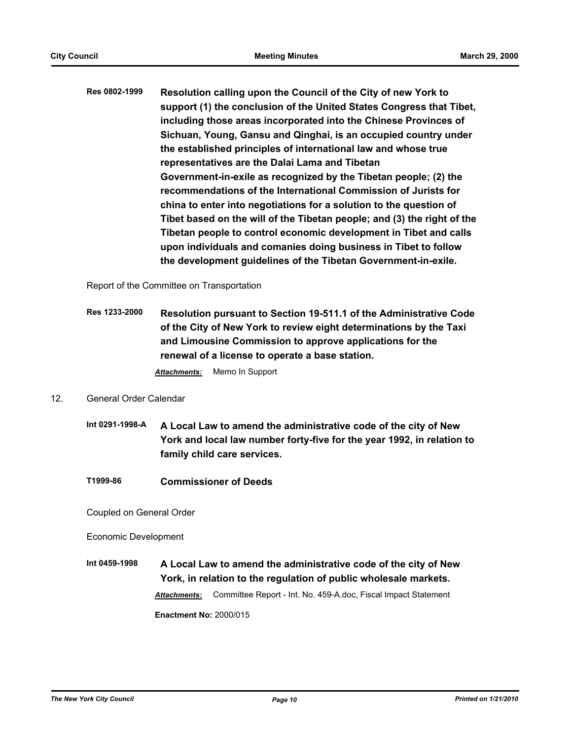**Res 0802-1999** **Resolution calling upon the Council of the City of new York to support (1) the conclusion of the United States Congress that Tibet, including those areas incorporated into the Chinese Provinces of Sichuan, Young, Gansu and Qinghai, is an occupied country under the established principles of international law and whose true representatives are the Dalai Lama and Tibetan Government-in-exile as recognized by the Tibetan people; (2) the recommendations of the International Commission of Jurists for china to enter into negotiations for a solution to the question of Tibet based on the will of the Tibetan people; and (3) the right of the Tibetan people to control economic development in Tibet and calls upon individuals and comanies doing business in Tibet to follow the development guidelines of the Tibetan Government-in-exile.**

Report of the Committee on Transportation

**Res 1233-2000** **Resolution pursuant to Section 19-511.1 of the Administrative Code of the City of New York to review eight determinations by the Taxi and Limousine Commission to approve applications for the renewal of a license to operate a base station.**

***Attachments:*** Memo In Support

12. General Order Calendar

**Int 0291-1998-A** **A Local Law to amend the administrative code of the city of New York and local law number forty-five for the year 1992, in relation to family child care services.**

**T1999-86** **Commissioner of Deeds**

Coupled on General Order

Economic Development

**Int 0459-1998** **A Local Law to amend the administrative code of the city of New York, in relation to the regulation of public wholesale markets.**

***Attachments:*** Committee Report - Int. No. 459-A.doc, Fiscal Impact Statement

**Enactment No:** 2000/015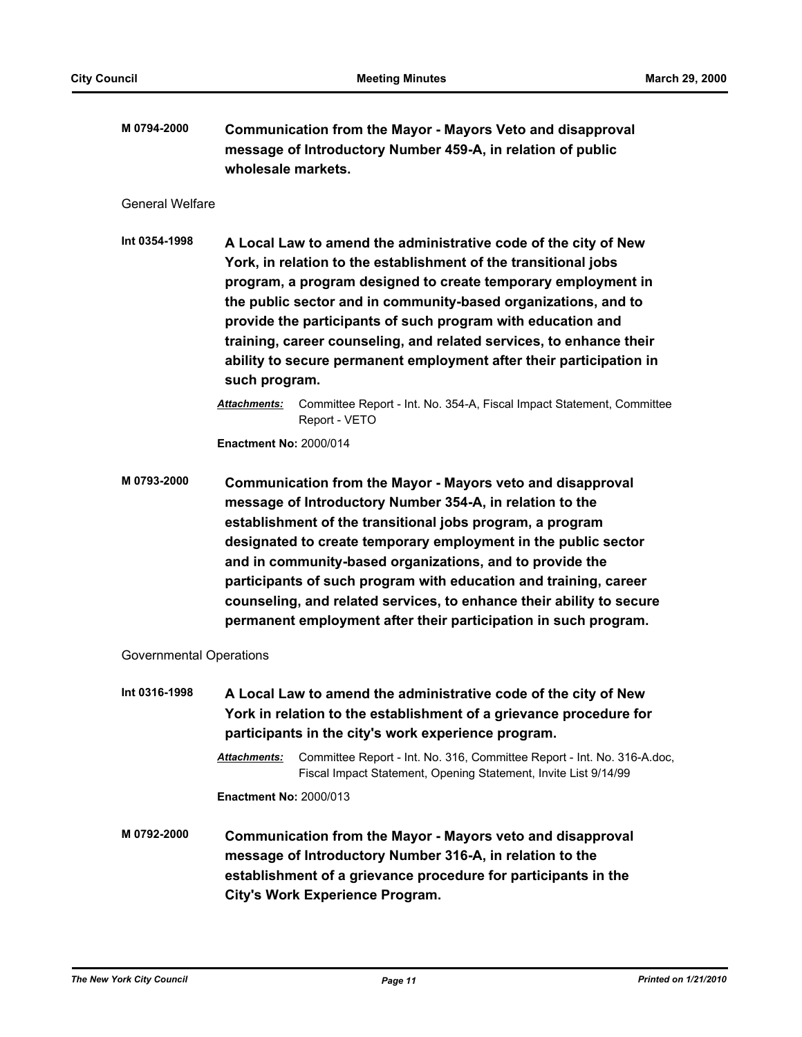**M 0794-2000** **Communication from the Mayor - Mayors Veto and disapproval message of Introductory Number 459-A, in relation of public wholesale markets.**

General Welfare

**Int 0354-1998** **A Local Law to amend the administrative code of the city of New York, in relation to the establishment of the transitional jobs program, a program designed to create temporary employment in the public sector and in community-based organizations, and to provide the participants of such program with education and training, career counseling, and related services, to enhance their ability to secure permanent employment after their participation in such program.**

***Attachments:*** Committee Report - Int. No. 354-A, Fiscal Impact Statement, Committee Report - VETO

**Enactment No:** 2000/014

**M 0793-2000** **Communication from the Mayor - Mayors veto and disapproval message of Introductory Number 354-A, in relation to the establishment of the transitional jobs program, a program designated to create temporary employment in the public sector and in community-based organizations, and to provide the participants of such program with education and training, career counseling, and related services, to enhance their ability to secure permanent employment after their participation in such program.**

Governmental Operations

**Int 0316-1998** **A Local Law to amend the administrative code of the city of New York in relation to the establishment of a grievance procedure for participants in the city's work experience program.**

***Attachments:*** Committee Report - Int. No. 316, Committee Report - Int. No. 316-A.doc, Fiscal Impact Statement, Opening Statement, Invite List 9/14/99

**Enactment No:** 2000/013

**M 0792-2000** **Communication from the Mayor - Mayors veto and disapproval message of Introductory Number 316-A, in relation to the establishment of a grievance procedure for participants in the City's Work Experience Program.**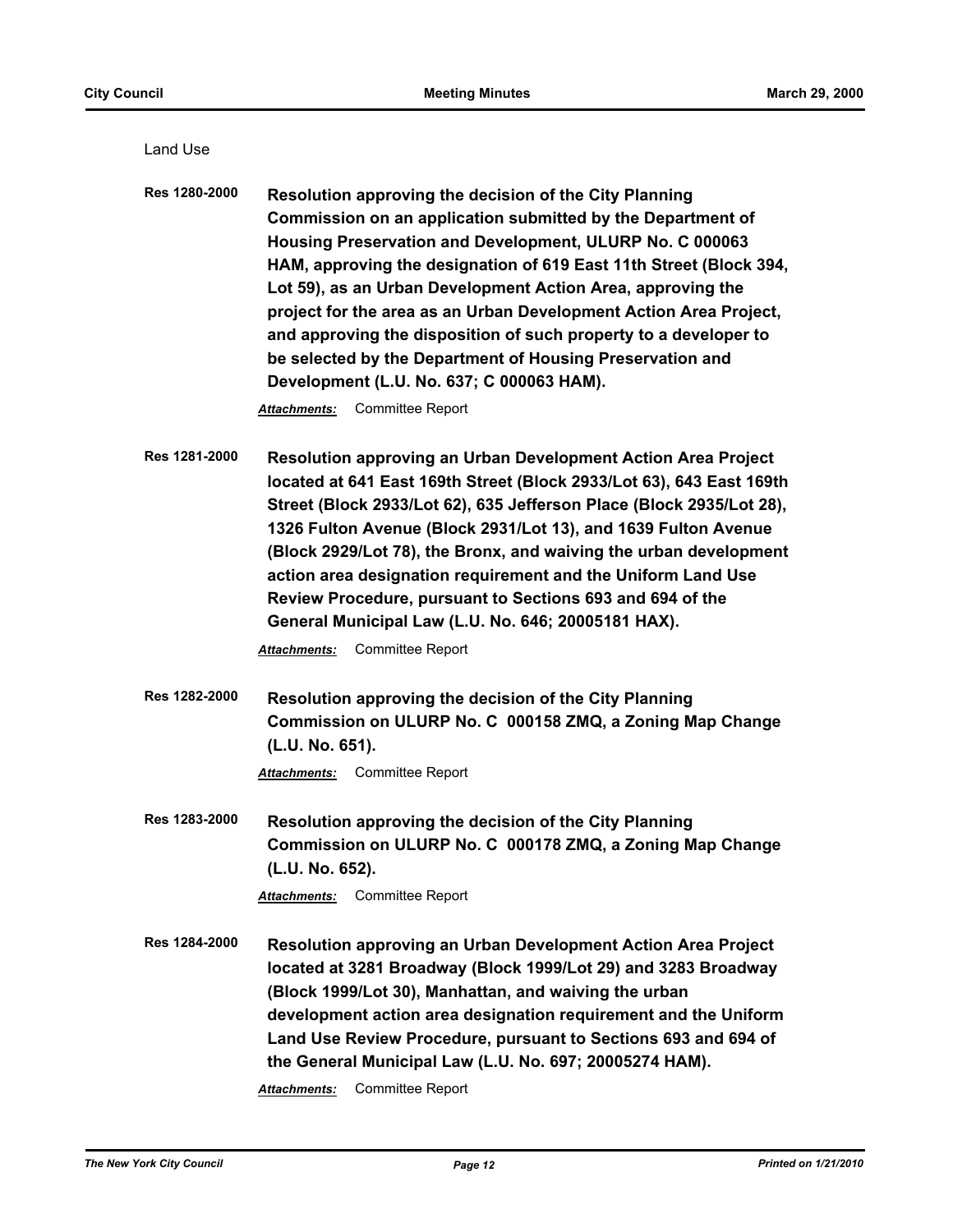Land Use

**Res 1280-2000** **Resolution approving the decision of the City Planning Commission on an application submitted by the Department of Housing Preservation and Development, ULURP No. C 000063 HAM, approving the designation of 619 East 11th Street (Block 394, Lot 59), as an Urban Development Action Area, approving the project for the area as an Urban Development Action Area Project, and approving the disposition of such property to a developer to be selected by the Department of Housing Preservation and Development (L.U. No. 637; C 000063 HAM).**

***Attachments:*** Committee Report

**Res 1281-2000** **Resolution approving an Urban Development Action Area Project located at 641 East 169th Street (Block 2933/Lot 63), 643 East 169th Street (Block 2933/Lot 62), 635 Jefferson Place (Block 2935/Lot 28), 1326 Fulton Avenue (Block 2931/Lot 13), and 1639 Fulton Avenue (Block 2929/Lot 78), the Bronx, and waiving the urban development action area designation requirement and the Uniform Land Use Review Procedure, pursuant to Sections 693 and 694 of the General Municipal Law (L.U. No. 646; 20005181 HAX).**

***Attachments:*** Committee Report

**Res 1282-2000** **Resolution approving the decision of the City Planning Commission on ULURP No. C 000158 ZMQ, a Zoning Map Change (L.U. No. 651).**

***Attachments:*** Committee Report

**Res 1283-2000** **Resolution approving the decision of the City Planning Commission on ULURP No. C 000178 ZMQ, a Zoning Map Change (L.U. No. 652).**

***Attachments:*** Committee Report

**Res 1284-2000** **Resolution approving an Urban Development Action Area Project located at 3281 Broadway (Block 1999/Lot 29) and 3283 Broadway (Block 1999/Lot 30), Manhattan, and waiving the urban development action area designation requirement and the Uniform Land Use Review Procedure, pursuant to Sections 693 and 694 of the General Municipal Law (L.U. No. 697; 20005274 HAM).**

***Attachments:*** Committee Report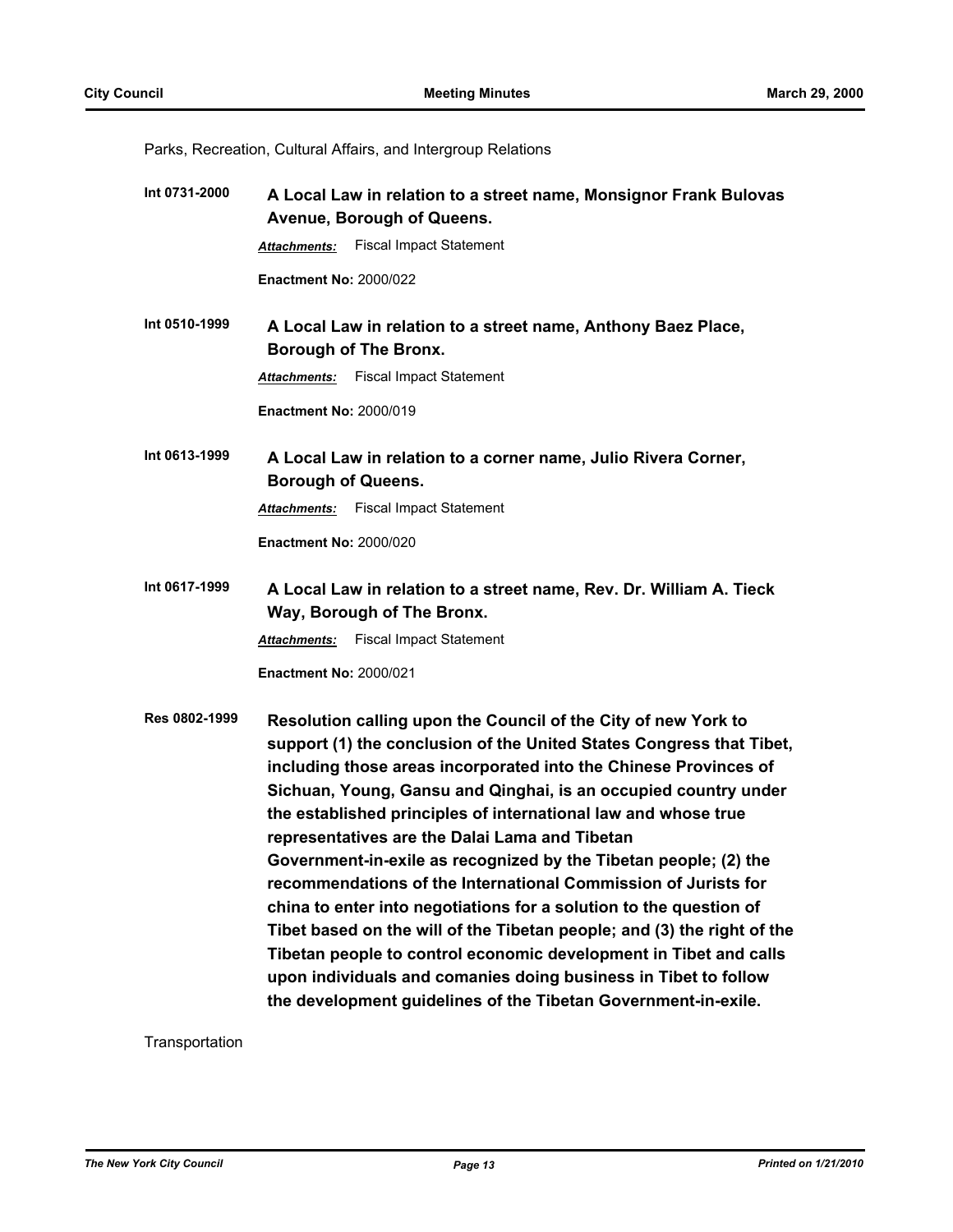Parks, Recreation, Cultural Affairs, and Intergroup Relations

**Int 0731-2000** **A Local Law in relation to a street name, Monsignor Frank Bulovas Avenue, Borough of Queens.**

***Attachments:*** Fiscal Impact Statement

**Enactment No:** 2000/022

**Int 0510-1999** **A Local Law in relation to a street name, Anthony Baez Place, Borough of The Bronx.**

***Attachments:*** Fiscal Impact Statement

**Enactment No:** 2000/019

**Int 0613-1999** **A Local Law in relation to a corner name, Julio Rivera Corner, Borough of Queens.**

***Attachments:*** Fiscal Impact Statement

**Enactment No:** 2000/020

**Int 0617-1999** **A Local Law in relation to a street name, Rev. Dr. William A. Tieck Way, Borough of The Bronx.**

***Attachments:*** Fiscal Impact Statement

**Enactment No:** 2000/021

**Res 0802-1999** **Resolution calling upon the Council of the City of new York to support (1) the conclusion of the United States Congress that Tibet, including those areas incorporated into the Chinese Provinces of Sichuan, Young, Gansu and Qinghai, is an occupied country under the established principles of international law and whose true representatives are the Dalai Lama and Tibetan Government-in-exile as recognized by the Tibetan people; (2) the recommendations of the International Commission of Jurists for china to enter into negotiations for a solution to the question of Tibet based on the will of the Tibetan people; and (3) the right of the Tibetan people to control economic development in Tibet and calls upon individuals and comanies doing business in Tibet to follow the development guidelines of the Tibetan Government-in-exile.**

Transportation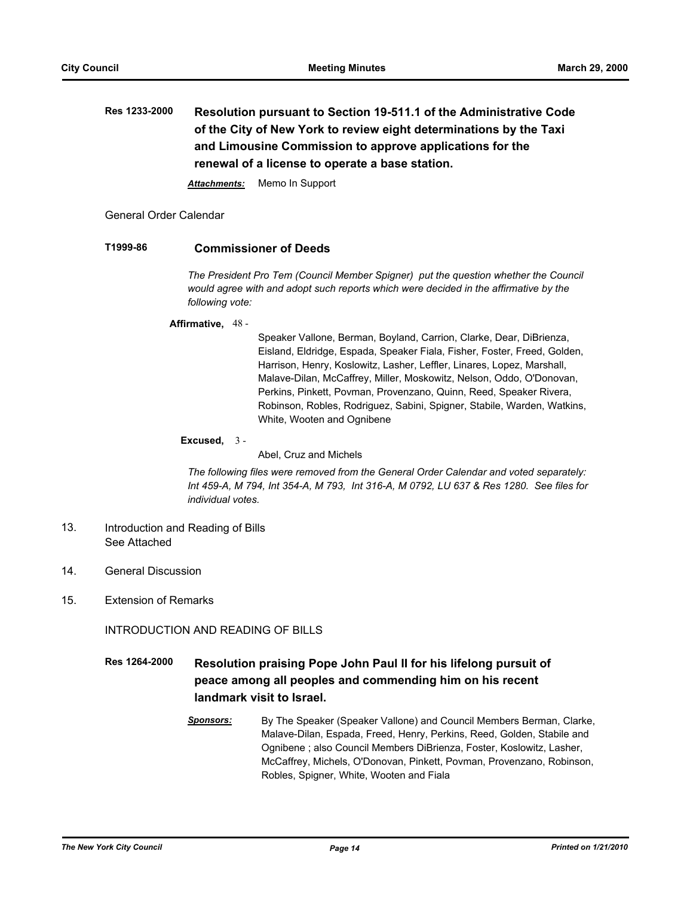**Res 1233-2000** **Resolution pursuant to Section 19-511.1 of the Administrative Code of the City of New York to review eight determinations by the Taxi and Limousine Commission to approve applications for the renewal of a license to operate a base station.**

***Attachments:*** Memo In Support

General Order Calendar

**T1999-86** **Commissioner of Deeds**

*The President Pro Tem (Council Member Spigner) put the question whether the Council would agree with and adopt such reports which were decided in the affirmative by the following vote:*

**Affirmative,** 48 - Speaker Vallone, Berman, Boyland, Carrion, Clarke, Dear, DiBrienza, Eisland, Eldridge, Espada, Speaker Fiala, Fisher, Foster, Freed, Golden, Harrison, Henry, Koslowitz, Lasher, Leffler, Linares, Lopez, Marshall, Malave-Dilan, McCaffrey, Miller, Moskowitz, Nelson, Oddo, O'Donovan, Perkins, Pinkett, Povman, Provenzano, Quinn, Reed, Speaker Rivera, Robinson, Robles, Rodriguez, Sabini, Spigner, Stabile, Warden, Watkins, White, Wooten and Ognibene

**Excused,** 3 - Abel, Cruz and Michels

*The following files were removed from the General Order Calendar and voted separately: Int 459-A, M 794, Int 354-A, M 793, Int 316-A, M 0792, LU 637 & Res 1280. See files for individual votes.*

13. Introduction and Reading of Bills
    See Attached

14. General Discussion

15. Extension of Remarks

INTRODUCTION AND READING OF BILLS

**Res 1264-2000** **Resolution praising Pope John Paul II for his lifelong pursuit of peace among all peoples and commending him on his recent landmark visit to Israel.**

***Sponsors:*** By The Speaker (Speaker Vallone) and Council Members Berman, Clarke, Malave-Dilan, Espada, Freed, Henry, Perkins, Reed, Golden, Stabile and Ognibene ; also Council Members DiBrienza, Foster, Koslowitz, Lasher, McCaffrey, Michels, O'Donovan, Pinkett, Povman, Provenzano, Robinson, Robles, Spigner, White, Wooten and Fiala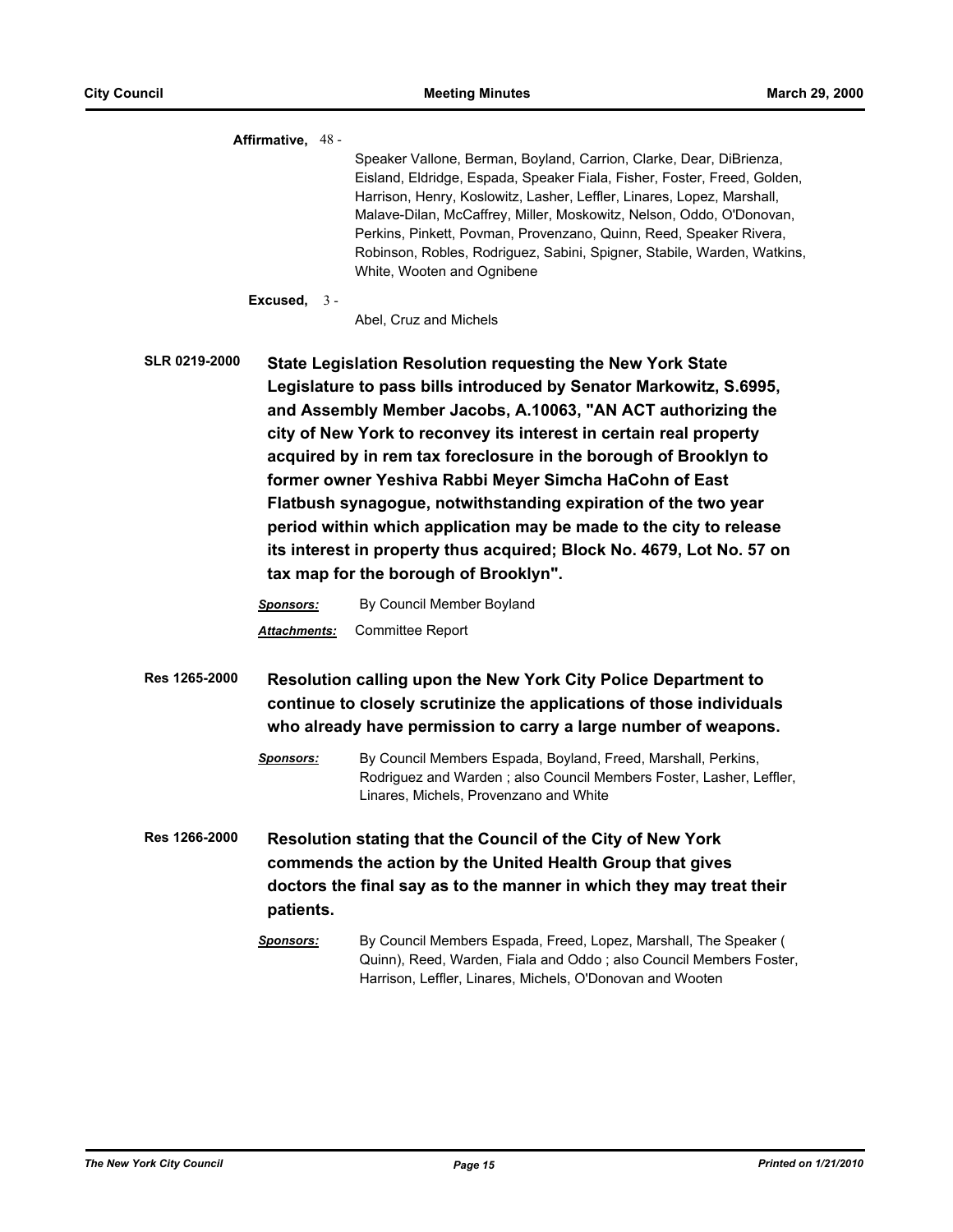**Affirmative,** 48 -

Speaker Vallone, Berman, Boyland, Carrion, Clarke, Dear, DiBrienza, Eisland, Eldridge, Espada, Speaker Fiala, Fisher, Foster, Freed, Golden, Harrison, Henry, Koslowitz, Lasher, Leffler, Linares, Lopez, Marshall, Malave-Dilan, McCaffrey, Miller, Moskowitz, Nelson, Oddo, O'Donovan, Perkins, Pinkett, Povman, Provenzano, Quinn, Reed, Speaker Rivera, Robinson, Robles, Rodriguez, Sabini, Spigner, Stabile, Warden, Watkins, White, Wooten and Ognibene

**Excused,** 3 -

Abel, Cruz and Michels

**SLR 0219-2000** **State Legislation Resolution requesting the New York State Legislature to pass bills introduced by Senator Markowitz, S.6995, and Assembly Member Jacobs, A.10063, "AN ACT authorizing the city of New York to reconvey its interest in certain real property acquired by in rem tax foreclosure in the borough of Brooklyn to former owner Yeshiva Rabbi Meyer Simcha HaCohn of East Flatbush synagogue, notwithstanding expiration of the two year period within which application may be made to the city to release its interest in property thus acquired; Block No. 4679, Lot No. 57 on tax map for the borough of Brooklyn".**

***Sponsors:*** By Council Member Boyland

***Attachments:*** Committee Report

**Res 1265-2000** **Resolution calling upon the New York City Police Department to continue to closely scrutinize the applications of those individuals who already have permission to carry a large number of weapons.**

***Sponsors:*** By Council Members Espada, Boyland, Freed, Marshall, Perkins, Rodriguez and Warden ; also Council Members Foster, Lasher, Leffler, Linares, Michels, Provenzano and White

**Res 1266-2000** **Resolution stating that the Council of the City of New York commends the action by the United Health Group that gives doctors the final say as to the manner in which they may treat their patients.**

***Sponsors:*** By Council Members Espada, Freed, Lopez, Marshall, The Speaker ( Quinn), Reed, Warden, Fiala and Oddo ; also Council Members Foster, Harrison, Leffler, Linares, Michels, O'Donovan and Wooten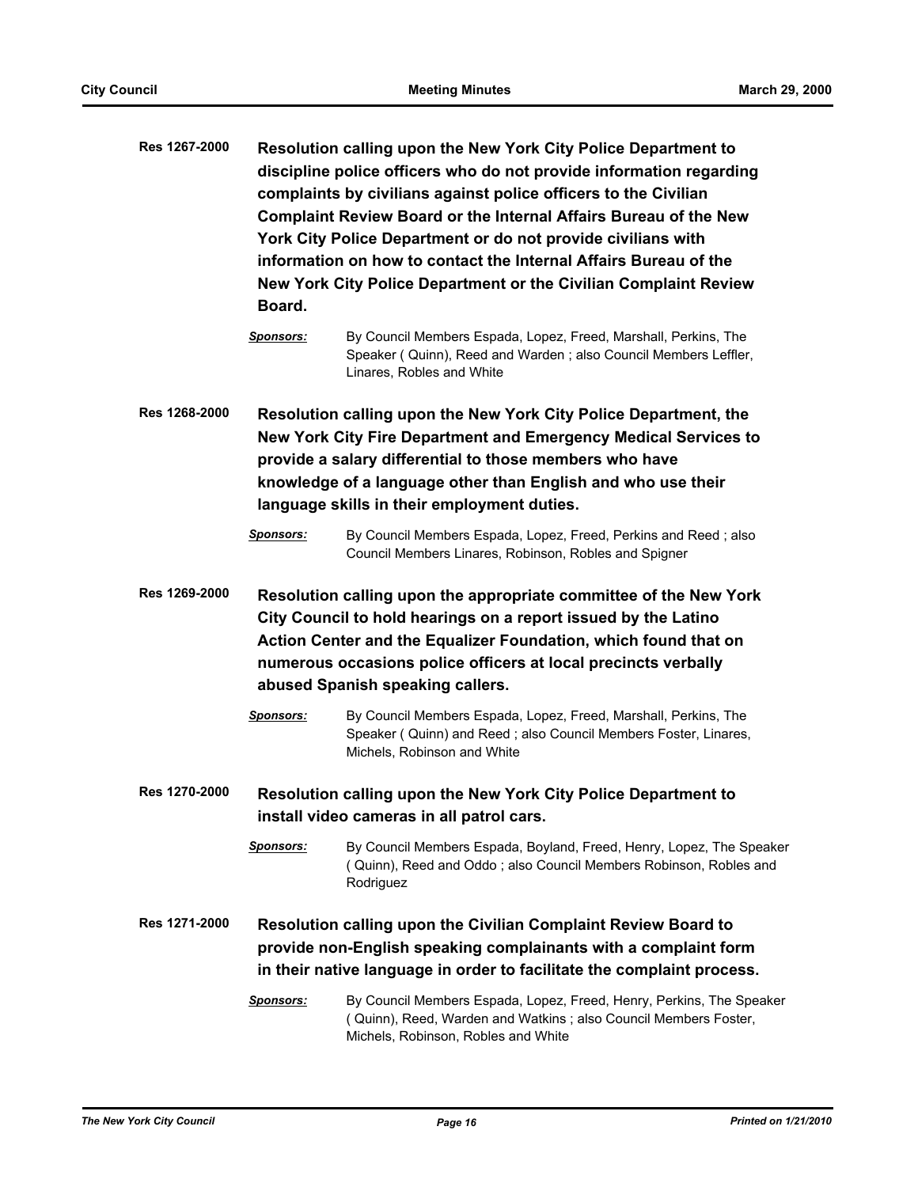**Res 1267-2000** **Resolution calling upon the New York City Police Department to discipline police officers who do not provide information regarding complaints by civilians against police officers to the Civilian Complaint Review Board or the Internal Affairs Bureau of the New York City Police Department or do not provide civilians with information on how to contact the Internal Affairs Bureau of the New York City Police Department or the Civilian Complaint Review Board.**

*Sponsors:* By Council Members Espada, Lopez, Freed, Marshall, Perkins, The Speaker ( Quinn), Reed and Warden ; also Council Members Leffler, Linares, Robles and White

**Res 1268-2000** **Resolution calling upon the New York City Police Department, the New York City Fire Department and Emergency Medical Services to provide a salary differential to those members who have knowledge of a language other than English and who use their language skills in their employment duties.**

*Sponsors:* By Council Members Espada, Lopez, Freed, Perkins and Reed ; also Council Members Linares, Robinson, Robles and Spigner

**Res 1269-2000** **Resolution calling upon the appropriate committee of the New York City Council to hold hearings on a report issued by the Latino Action Center and the Equalizer Foundation, which found that on numerous occasions police officers at local precincts verbally abused Spanish speaking callers.**

*Sponsors:* By Council Members Espada, Lopez, Freed, Marshall, Perkins, The Speaker ( Quinn) and Reed ; also Council Members Foster, Linares, Michels, Robinson and White

**Res 1270-2000** **Resolution calling upon the New York City Police Department to install video cameras in all patrol cars.**

*Sponsors:* By Council Members Espada, Boyland, Freed, Henry, Lopez, The Speaker ( Quinn), Reed and Oddo ; also Council Members Robinson, Robles and Rodriguez

**Res 1271-2000** **Resolution calling upon the Civilian Complaint Review Board to provide non-English speaking complainants with a complaint form in their native language in order to facilitate the complaint process.**

*Sponsors:* By Council Members Espada, Lopez, Freed, Henry, Perkins, The Speaker ( Quinn), Reed, Warden and Watkins ; also Council Members Foster, Michels, Robinson, Robles and White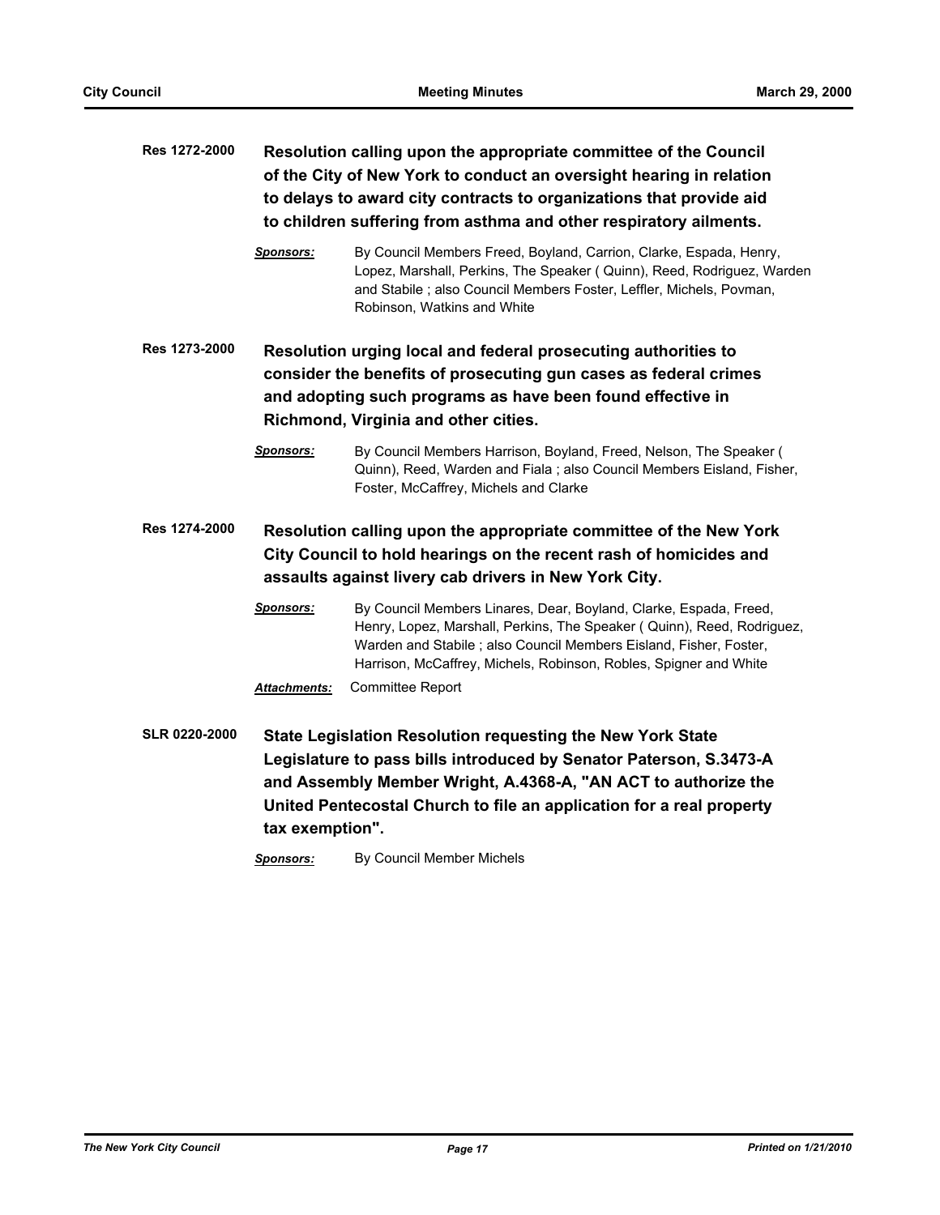**Res 1272-2000** **Resolution calling upon the appropriate committee of the Council of the City of New York to conduct an oversight hearing in relation to delays to award city contracts to organizations that provide aid to children suffering from asthma and other respiratory ailments.**

***Sponsors:*** By Council Members Freed, Boyland, Carrion, Clarke, Espada, Henry, Lopez, Marshall, Perkins, The Speaker ( Quinn), Reed, Rodriguez, Warden and Stabile ; also Council Members Foster, Leffler, Michels, Povman, Robinson, Watkins and White

**Res 1273-2000** **Resolution urging local and federal prosecuting authorities to consider the benefits of prosecuting gun cases as federal crimes and adopting such programs as have been found effective in Richmond, Virginia and other cities.**

***Sponsors:*** By Council Members Harrison, Boyland, Freed, Nelson, The Speaker ( Quinn), Reed, Warden and Fiala ; also Council Members Eisland, Fisher, Foster, McCaffrey, Michels and Clarke

**Res 1274-2000** **Resolution calling upon the appropriate committee of the New York City Council to hold hearings on the recent rash of homicides and assaults against livery cab drivers in New York City.**

***Sponsors:*** By Council Members Linares, Dear, Boyland, Clarke, Espada, Freed, Henry, Lopez, Marshall, Perkins, The Speaker ( Quinn), Reed, Rodriguez, Warden and Stabile ; also Council Members Eisland, Fisher, Foster, Harrison, McCaffrey, Michels, Robinson, Robles, Spigner and White

***Attachments:*** Committee Report

**SLR 0220-2000** **State Legislation Resolution requesting the New York State Legislature to pass bills introduced by Senator Paterson, S.3473-A and Assembly Member Wright, A.4368-A, "AN ACT to authorize the United Pentecostal Church to file an application for a real property tax exemption".**

***Sponsors:*** By Council Member Michels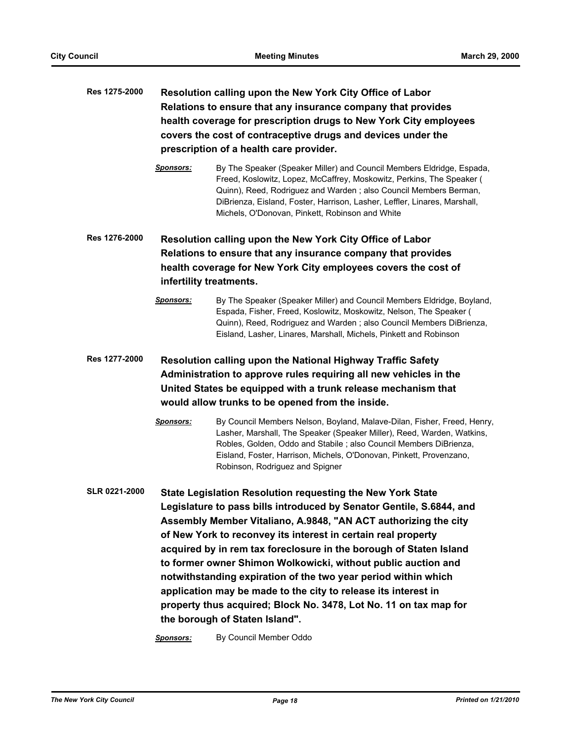**Res 1275-2000** **Resolution calling upon the New York City Office of Labor Relations to ensure that any insurance company that provides health coverage for prescription drugs to New York City employees covers the cost of contraceptive drugs and devices under the prescription of a health care provider.**

***Sponsors:*** By The Speaker (Speaker Miller) and Council Members Eldridge, Espada, Freed, Koslowitz, Lopez, McCaffrey, Moskowitz, Perkins, The Speaker ( Quinn), Reed, Rodriguez and Warden ; also Council Members Berman, DiBrienza, Eisland, Foster, Harrison, Lasher, Leffler, Linares, Marshall, Michels, O'Donovan, Pinkett, Robinson and White

**Res 1276-2000** **Resolution calling upon the New York City Office of Labor Relations to ensure that any insurance company that provides health coverage for New York City employees covers the cost of infertility treatments.**

***Sponsors:*** By The Speaker (Speaker Miller) and Council Members Eldridge, Boyland, Espada, Fisher, Freed, Koslowitz, Moskowitz, Nelson, The Speaker ( Quinn), Reed, Rodriguez and Warden ; also Council Members DiBrienza, Eisland, Lasher, Linares, Marshall, Michels, Pinkett and Robinson

**Res 1277-2000** **Resolution calling upon the National Highway Traffic Safety Administration to approve rules requiring all new vehicles in the United States be equipped with a trunk release mechanism that would allow trunks to be opened from the inside.**

***Sponsors:*** By Council Members Nelson, Boyland, Malave-Dilan, Fisher, Freed, Henry, Lasher, Marshall, The Speaker (Speaker Miller), Reed, Warden, Watkins, Robles, Golden, Oddo and Stabile ; also Council Members DiBrienza, Eisland, Foster, Harrison, Michels, O'Donovan, Pinkett, Provenzano, Robinson, Rodriguez and Spigner

**SLR 0221-2000** **State Legislation Resolution requesting the New York State Legislature to pass bills introduced by Senator Gentile, S.6844, and Assembly Member Vitaliano, A.9848, "AN ACT authorizing the city of New York to reconvey its interest in certain real property acquired by in rem tax foreclosure in the borough of Staten Island to former owner Shimon Wolkowicki, without public auction and notwithstanding expiration of the two year period within which application may be made to the city to release its interest in property thus acquired; Block No. 3478, Lot No. 11 on tax map for the borough of Staten Island".**

***Sponsors:*** By Council Member Oddo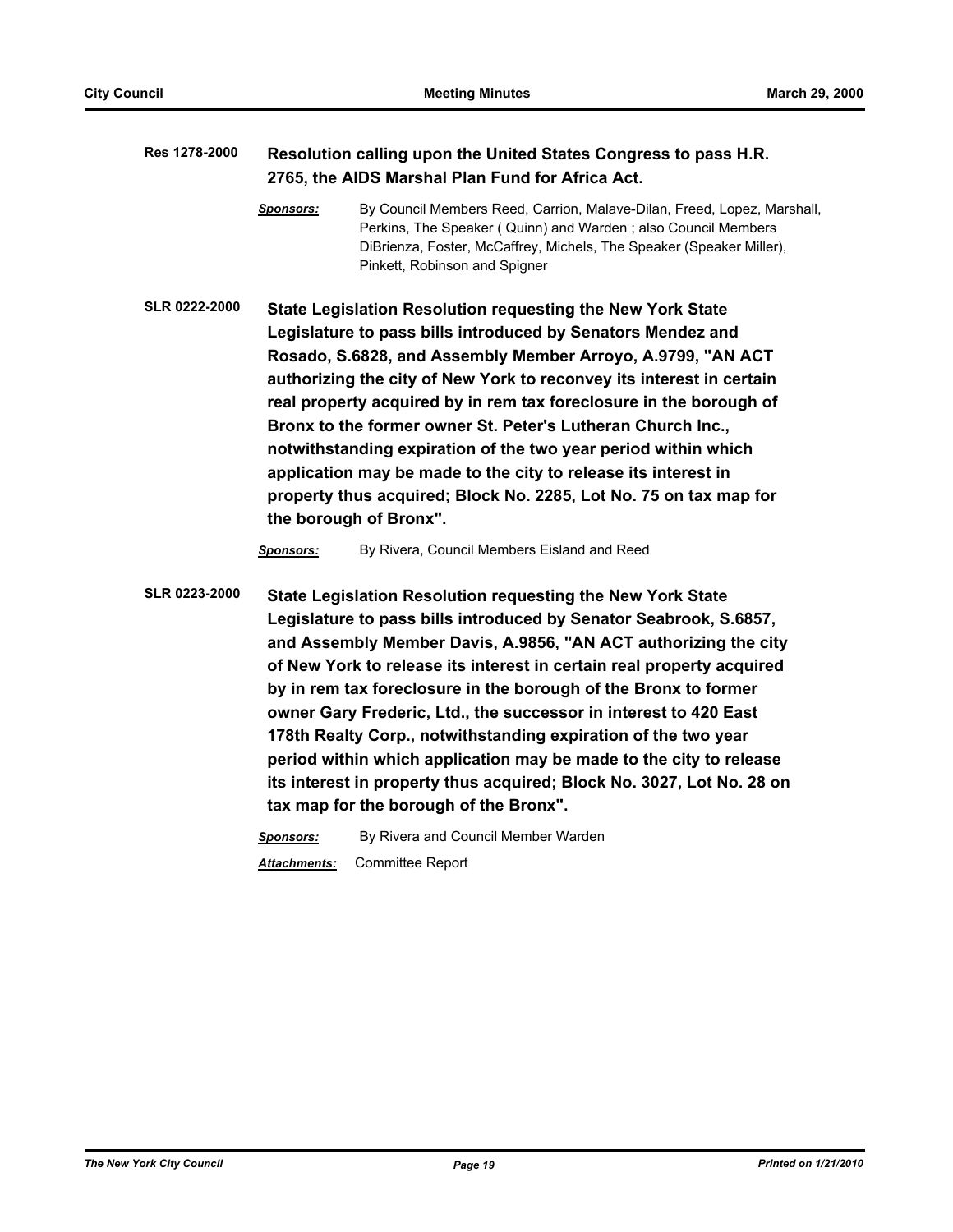**Res 1278-2000** **Resolution calling upon the United States Congress to pass H.R. 2765, the AIDS Marshal Plan Fund for Africa Act.**

***Sponsors:*** By Council Members Reed, Carrion, Malave-Dilan, Freed, Lopez, Marshall, Perkins, The Speaker ( Quinn) and Warden ; also Council Members DiBrienza, Foster, McCaffrey, Michels, The Speaker (Speaker Miller), Pinkett, Robinson and Spigner

**SLR 0222-2000** **State Legislation Resolution requesting the New York State Legislature to pass bills introduced by Senators Mendez and Rosado, S.6828, and Assembly Member Arroyo, A.9799, "AN ACT authorizing the city of New York to reconvey its interest in certain real property acquired by in rem tax foreclosure in the borough of Bronx to the former owner St. Peter's Lutheran Church Inc., notwithstanding expiration of the two year period within which application may be made to the city to release its interest in property thus acquired; Block No. 2285, Lot No. 75 on tax map for the borough of Bronx".**

***Sponsors:*** By Rivera, Council Members Eisland and Reed

**SLR 0223-2000** **State Legislation Resolution requesting the New York State Legislature to pass bills introduced by Senator Seabrook, S.6857, and Assembly Member Davis, A.9856, "AN ACT authorizing the city of New York to release its interest in certain real property acquired by in rem tax foreclosure in the borough of the Bronx to former owner Gary Frederic, Ltd., the successor in interest to 420 East 178th Realty Corp., notwithstanding expiration of the two year period within which application may be made to the city to release its interest in property thus acquired; Block No. 3027, Lot No. 28 on tax map for the borough of the Bronx".**

***Sponsors:*** By Rivera and Council Member Warden

***Attachments:*** Committee Report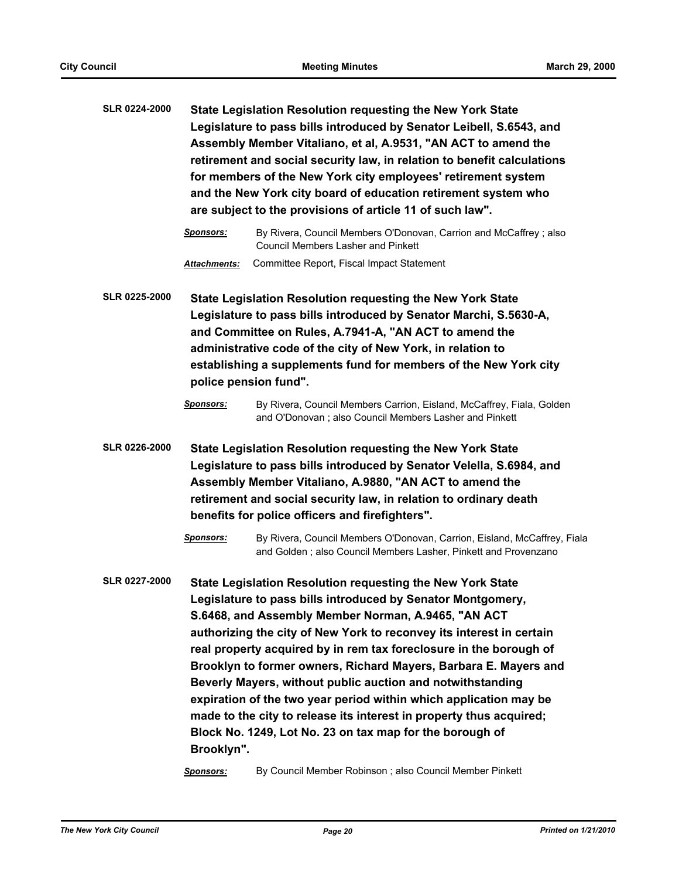**SLR 0224-2000** **State Legislation Resolution requesting the New York State Legislature to pass bills introduced by Senator Leibell, S.6543, and Assembly Member Vitaliano, et al, A.9531, "AN ACT to amend the retirement and social security law, in relation to benefit calculations for members of the New York city employees' retirement system and the New York city board of education retirement system who are subject to the provisions of article 11 of such law".**

***Sponsors:*** By Rivera, Council Members O'Donovan, Carrion and McCaffrey ; also Council Members Lasher and Pinkett

***Attachments:*** Committee Report, Fiscal Impact Statement

**SLR 0225-2000** **State Legislation Resolution requesting the New York State Legislature to pass bills introduced by Senator Marchi, S.5630-A, and Committee on Rules, A.7941-A, "AN ACT to amend the administrative code of the city of New York, in relation to establishing a supplements fund for members of the New York city police pension fund".**

***Sponsors:*** By Rivera, Council Members Carrion, Eisland, McCaffrey, Fiala, Golden and O'Donovan ; also Council Members Lasher and Pinkett

**SLR 0226-2000** **State Legislation Resolution requesting the New York State Legislature to pass bills introduced by Senator Velella, S.6984, and Assembly Member Vitaliano, A.9880, "AN ACT to amend the retirement and social security law, in relation to ordinary death benefits for police officers and firefighters".**

***Sponsors:*** By Rivera, Council Members O'Donovan, Carrion, Eisland, McCaffrey, Fiala and Golden ; also Council Members Lasher, Pinkett and Provenzano

**SLR 0227-2000** **State Legislation Resolution requesting the New York State Legislature to pass bills introduced by Senator Montgomery, S.6468, and Assembly Member Norman, A.9465, "AN ACT authorizing the city of New York to reconvey its interest in certain real property acquired by in rem tax foreclosure in the borough of Brooklyn to former owners, Richard Mayers, Barbara E. Mayers and Beverly Mayers, without public auction and notwithstanding expiration of the two year period within which application may be made to the city to release its interest in property thus acquired; Block No. 1249, Lot No. 23 on tax map for the borough of Brooklyn".**

***Sponsors:*** By Council Member Robinson ; also Council Member Pinkett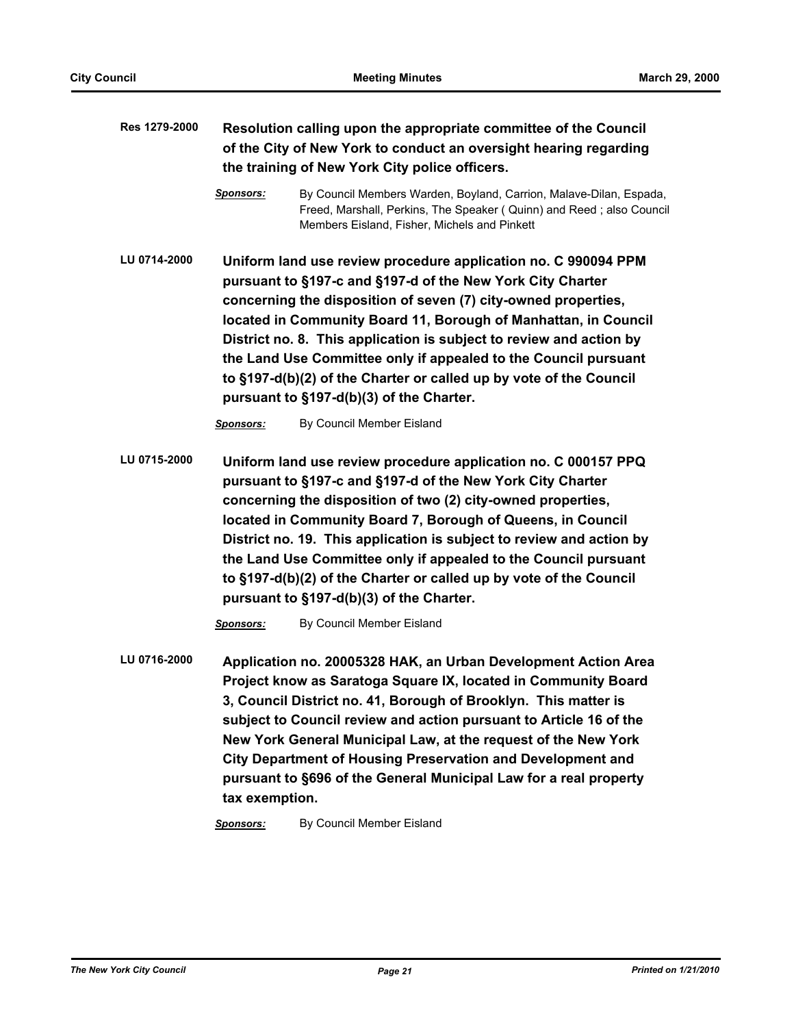**Res 1279-2000** **Resolution calling upon the appropriate committee of the Council of the City of New York to conduct an oversight hearing regarding the training of New York City police officers.**

***Sponsors:*** By Council Members Warden, Boyland, Carrion, Malave-Dilan, Espada, Freed, Marshall, Perkins, The Speaker ( Quinn) and Reed ; also Council Members Eisland, Fisher, Michels and Pinkett

**LU 0714-2000** **Uniform land use review procedure application no. C 990094 PPM pursuant to §197-c and §197-d of the New York City Charter concerning the disposition of seven (7) city-owned properties, located in Community Board 11, Borough of Manhattan, in Council District no. 8. This application is subject to review and action by the Land Use Committee only if appealed to the Council pursuant to §197-d(b)(2) of the Charter or called up by vote of the Council pursuant to §197-d(b)(3) of the Charter.**

***Sponsors:*** By Council Member Eisland

**LU 0715-2000** **Uniform land use review procedure application no. C 000157 PPQ pursuant to §197-c and §197-d of the New York City Charter concerning the disposition of two (2) city-owned properties, located in Community Board 7, Borough of Queens, in Council District no. 19. This application is subject to review and action by the Land Use Committee only if appealed to the Council pursuant to §197-d(b)(2) of the Charter or called up by vote of the Council pursuant to §197-d(b)(3) of the Charter.**

***Sponsors:*** By Council Member Eisland

**LU 0716-2000** **Application no. 20005328 HAK, an Urban Development Action Area Project know as Saratoga Square IX, located in Community Board 3, Council District no. 41, Borough of Brooklyn. This matter is subject to Council review and action pursuant to Article 16 of the New York General Municipal Law, at the request of the New York City Department of Housing Preservation and Development and pursuant to §696 of the General Municipal Law for a real property tax exemption.**

***Sponsors:*** By Council Member Eisland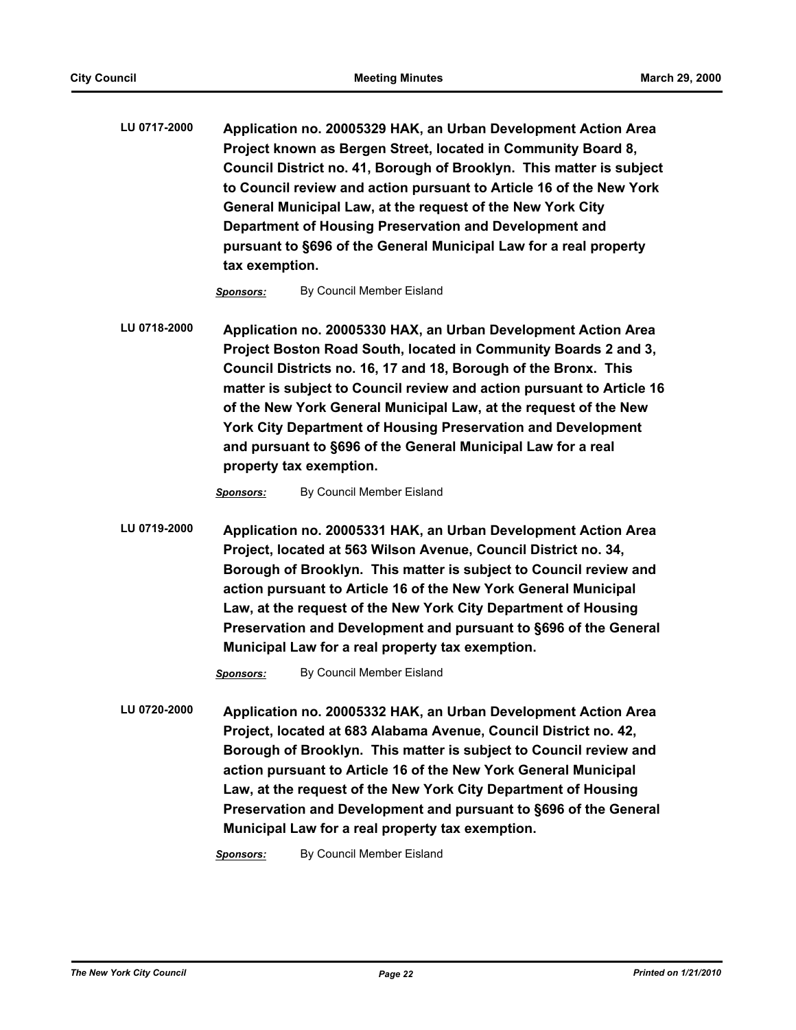**LU 0717-2000** **Application no. 20005329 HAK, an Urban Development Action Area Project known as Bergen Street, located in Community Board 8, Council District no. 41, Borough of Brooklyn. This matter is subject to Council review and action pursuant to Article 16 of the New York General Municipal Law, at the request of the New York City Department of Housing Preservation and Development and pursuant to §696 of the General Municipal Law for a real property tax exemption.**

***Sponsors:*** By Council Member Eisland

**LU 0718-2000** **Application no. 20005330 HAX, an Urban Development Action Area Project Boston Road South, located in Community Boards 2 and 3, Council Districts no. 16, 17 and 18, Borough of the Bronx. This matter is subject to Council review and action pursuant to Article 16 of the New York General Municipal Law, at the request of the New York City Department of Housing Preservation and Development and pursuant to §696 of the General Municipal Law for a real property tax exemption.**

***Sponsors:*** By Council Member Eisland

**LU 0719-2000** **Application no. 20005331 HAK, an Urban Development Action Area Project, located at 563 Wilson Avenue, Council District no. 34, Borough of Brooklyn. This matter is subject to Council review and action pursuant to Article 16 of the New York General Municipal Law, at the request of the New York City Department of Housing Preservation and Development and pursuant to §696 of the General Municipal Law for a real property tax exemption.**

***Sponsors:*** By Council Member Eisland

**LU 0720-2000** **Application no. 20005332 HAK, an Urban Development Action Area Project, located at 683 Alabama Avenue, Council District no. 42, Borough of Brooklyn. This matter is subject to Council review and action pursuant to Article 16 of the New York General Municipal Law, at the request of the New York City Department of Housing Preservation and Development and pursuant to §696 of the General Municipal Law for a real property tax exemption.**

***Sponsors:*** By Council Member Eisland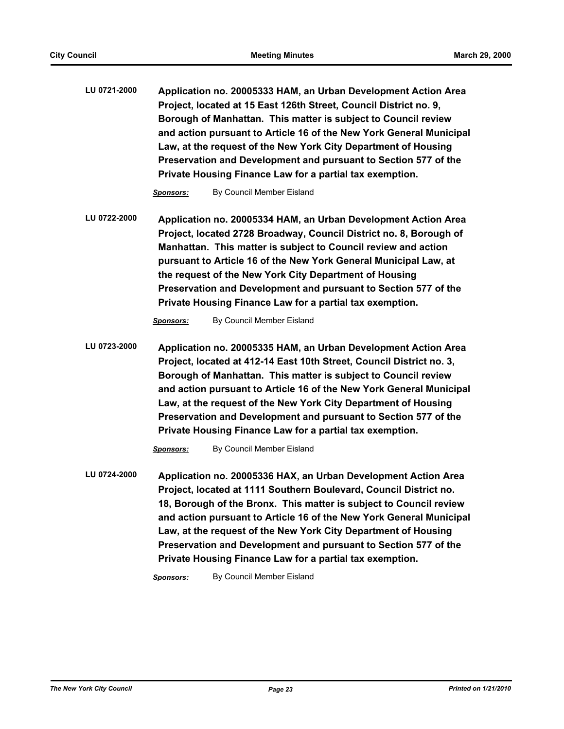**LU 0721-2000** **Application no. 20005333 HAM, an Urban Development Action Area Project, located at 15 East 126th Street, Council District no. 9, Borough of Manhattan. This matter is subject to Council review and action pursuant to Article 16 of the New York General Municipal Law, at the request of the New York City Department of Housing Preservation and Development and pursuant to Section 577 of the Private Housing Finance Law for a partial tax exemption.**

*Sponsors:* By Council Member Eisland

**LU 0722-2000** **Application no. 20005334 HAM, an Urban Development Action Area Project, located 2728 Broadway, Council District no. 8, Borough of Manhattan. This matter is subject to Council review and action pursuant to Article 16 of the New York General Municipal Law, at the request of the New York City Department of Housing Preservation and Development and pursuant to Section 577 of the Private Housing Finance Law for a partial tax exemption.**

*Sponsors:* By Council Member Eisland

**LU 0723-2000** **Application no. 20005335 HAM, an Urban Development Action Area Project, located at 412-14 East 10th Street, Council District no. 3, Borough of Manhattan. This matter is subject to Council review and action pursuant to Article 16 of the New York General Municipal Law, at the request of the New York City Department of Housing Preservation and Development and pursuant to Section 577 of the Private Housing Finance Law for a partial tax exemption.**

*Sponsors:* By Council Member Eisland

**LU 0724-2000** **Application no. 20005336 HAX, an Urban Development Action Area Project, located at 1111 Southern Boulevard, Council District no. 18, Borough of the Bronx. This matter is subject to Council review and action pursuant to Article 16 of the New York General Municipal Law, at the request of the New York City Department of Housing Preservation and Development and pursuant to Section 577 of the Private Housing Finance Law for a partial tax exemption.**

*Sponsors:* By Council Member Eisland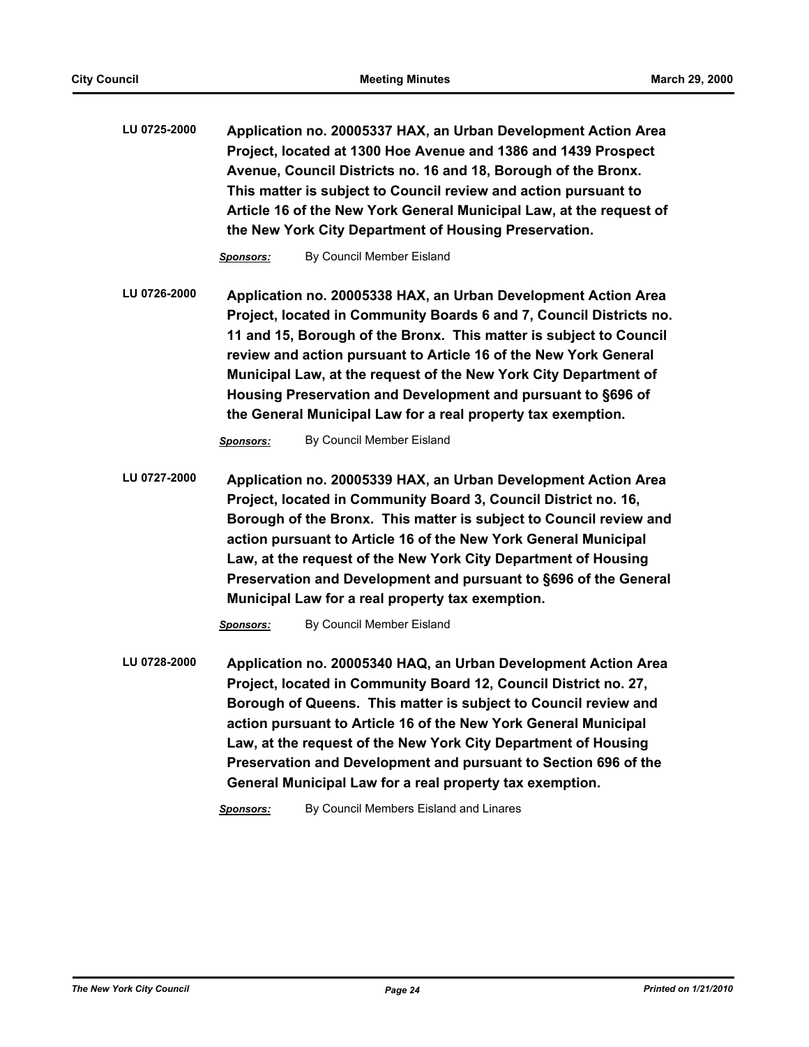**LU 0725-2000** **Application no. 20005337 HAX, an Urban Development Action Area Project, located at 1300 Hoe Avenue and 1386 and 1439 Prospect Avenue, Council Districts no. 16 and 18, Borough of the Bronx. This matter is subject to Council review and action pursuant to Article 16 of the New York General Municipal Law, at the request of the New York City Department of Housing Preservation.**

***Sponsors:*** By Council Member Eisland

**LU 0726-2000** **Application no. 20005338 HAX, an Urban Development Action Area Project, located in Community Boards 6 and 7, Council Districts no. 11 and 15, Borough of the Bronx. This matter is subject to Council review and action pursuant to Article 16 of the New York General Municipal Law, at the request of the New York City Department of Housing Preservation and Development and pursuant to §696 of the General Municipal Law for a real property tax exemption.**

***Sponsors:*** By Council Member Eisland

**LU 0727-2000** **Application no. 20005339 HAX, an Urban Development Action Area Project, located in Community Board 3, Council District no. 16, Borough of the Bronx. This matter is subject to Council review and action pursuant to Article 16 of the New York General Municipal Law, at the request of the New York City Department of Housing Preservation and Development and pursuant to §696 of the General Municipal Law for a real property tax exemption.**

***Sponsors:*** By Council Member Eisland

**LU 0728-2000** **Application no. 20005340 HAQ, an Urban Development Action Area Project, located in Community Board 12, Council District no. 27, Borough of Queens. This matter is subject to Council review and action pursuant to Article 16 of the New York General Municipal Law, at the request of the New York City Department of Housing Preservation and Development and pursuant to Section 696 of the General Municipal Law for a real property tax exemption.**

***Sponsors:*** By Council Members Eisland and Linares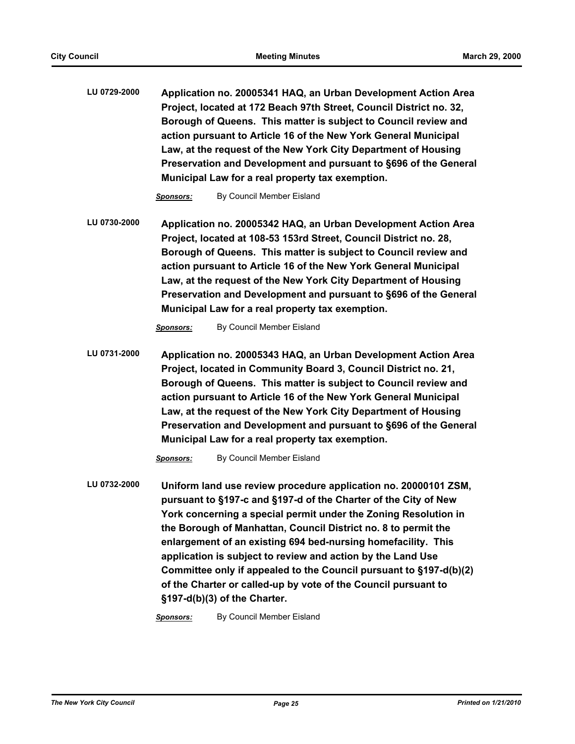**LU 0729-2000** **Application no. 20005341 HAQ, an Urban Development Action Area Project, located at 172 Beach 97th Street, Council District no. 32, Borough of Queens. This matter is subject to Council review and action pursuant to Article 16 of the New York General Municipal Law, at the request of the New York City Department of Housing Preservation and Development and pursuant to §696 of the General Municipal Law for a real property tax exemption.**

*Sponsors:* By Council Member Eisland

**LU 0730-2000** **Application no. 20005342 HAQ, an Urban Development Action Area Project, located at 108-53 153rd Street, Council District no. 28, Borough of Queens. This matter is subject to Council review and action pursuant to Article 16 of the New York General Municipal Law, at the request of the New York City Department of Housing Preservation and Development and pursuant to §696 of the General Municipal Law for a real property tax exemption.**

*Sponsors:* By Council Member Eisland

**LU 0731-2000** **Application no. 20005343 HAQ, an Urban Development Action Area Project, located in Community Board 3, Council District no. 21, Borough of Queens. This matter is subject to Council review and action pursuant to Article 16 of the New York General Municipal Law, at the request of the New York City Department of Housing Preservation and Development and pursuant to §696 of the General Municipal Law for a real property tax exemption.**

*Sponsors:* By Council Member Eisland

**LU 0732-2000** **Uniform land use review procedure application no. 20000101 ZSM, pursuant to §197-c and §197-d of the Charter of the City of New York concerning a special permit under the Zoning Resolution in the Borough of Manhattan, Council District no. 8 to permit the enlargement of an existing 694 bed-nursing homefacility. This application is subject to review and action by the Land Use Committee only if appealed to the Council pursuant to §197-d(b)(2) of the Charter or called-up by vote of the Council pursuant to §197-d(b)(3) of the Charter.**

*Sponsors:* By Council Member Eisland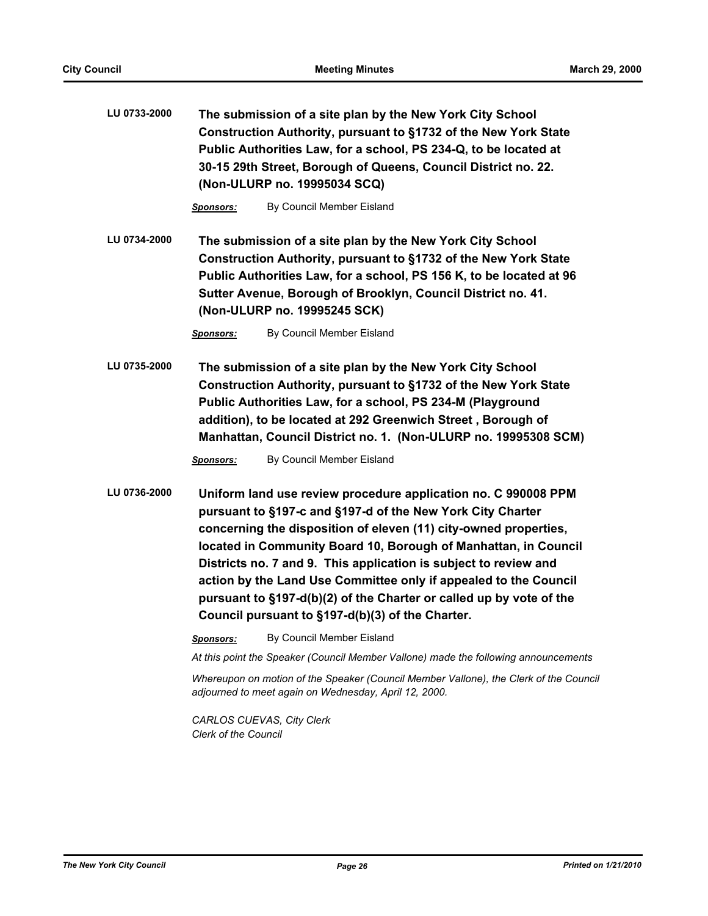**LU 0733-2000** **The submission of a site plan by the New York City School Construction Authority, pursuant to §1732 of the New York State Public Authorities Law, for a school, PS 234-Q, to be located at 30-15 29th Street, Borough of Queens, Council District no. 22. (Non-ULURP no. 19995034 SCQ)**

***Sponsors:*** By Council Member Eisland

**LU 0734-2000** **The submission of a site plan by the New York City School Construction Authority, pursuant to §1732 of the New York State Public Authorities Law, for a school, PS 156 K, to be located at 96 Sutter Avenue, Borough of Brooklyn, Council District no. 41. (Non-ULURP no. 19995245 SCK)**

***Sponsors:*** By Council Member Eisland

**LU 0735-2000** **The submission of a site plan by the New York City School Construction Authority, pursuant to §1732 of the New York State Public Authorities Law, for a school, PS 234-M (Playground addition), to be located at 292 Greenwich Street , Borough of Manhattan, Council District no. 1. (Non-ULURP no. 19995308 SCM)**

***Sponsors:*** By Council Member Eisland

**LU 0736-2000** **Uniform land use review procedure application no. C 990008 PPM pursuant to §197-c and §197-d of the New York City Charter concerning the disposition of eleven (11) city-owned properties, located in Community Board 10, Borough of Manhattan, in Council Districts no. 7 and 9. This application is subject to review and action by the Land Use Committee only if appealed to the Council pursuant to §197-d(b)(2) of the Charter or called up by vote of the Council pursuant to §197-d(b)(3) of the Charter.**

***Sponsors:*** By Council Member Eisland

*At this point the Speaker (Council Member Vallone) made the following announcements*

*Whereupon on motion of the Speaker (Council Member Vallone), the Clerk of the Council adjourned to meet again on Wednesday, April 12, 2000.*

*CARLOS CUEVAS, City Clerk*
*Clerk of the Council*